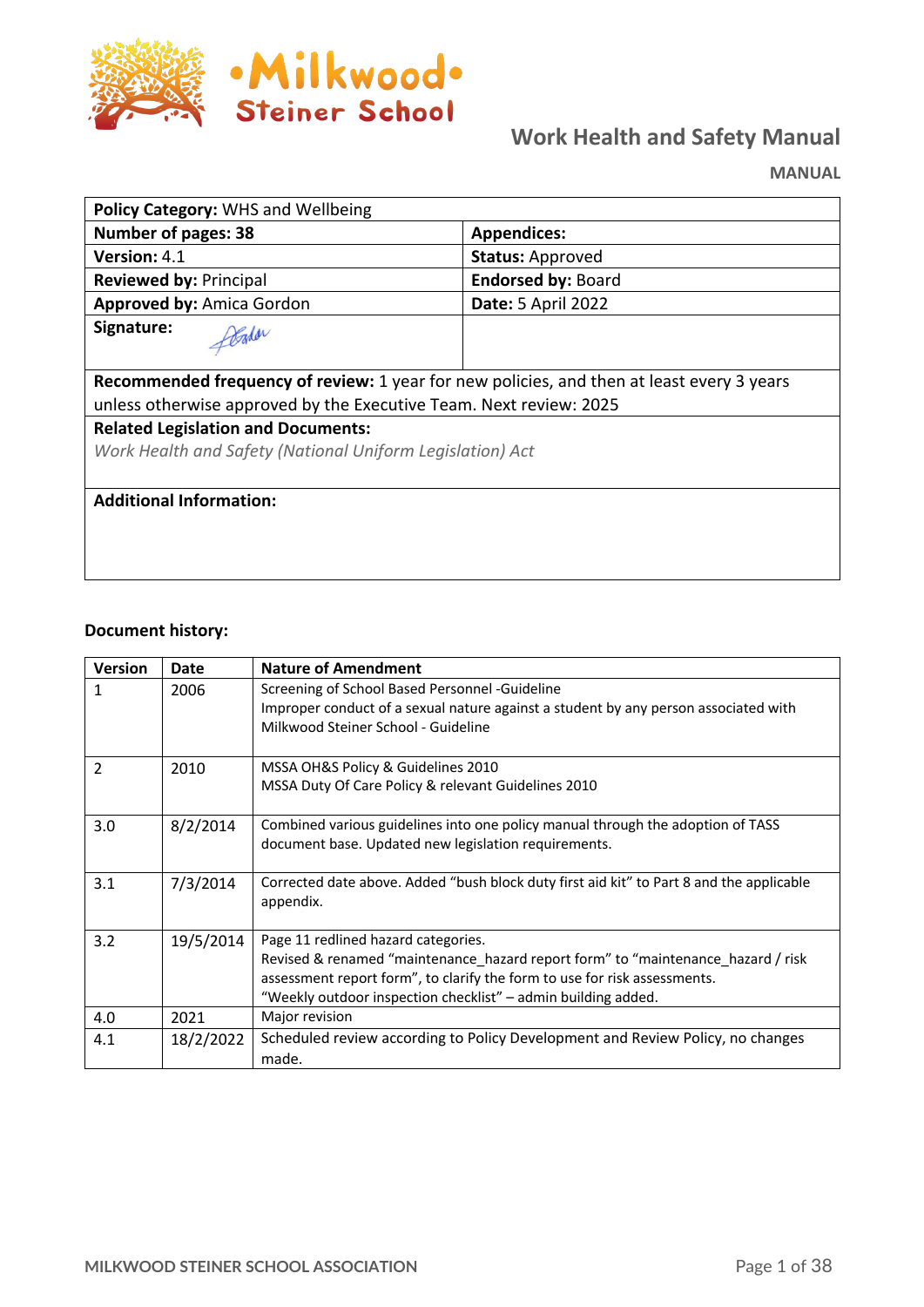# Milkwood Steiner School

## Work Health and Safety Manual

**MANUAL**

| **Policy Category:** WHS and Wellbeing | |
|---|---|
| **Number of pages: 38** | **Appendices:** |
| **Version:** 4.1 | **Status:** Approved |
| **Reviewed by:** Principal | **Endorsed by:** Board |
| **Approved by:** Amica Gordon | **Date:** 5 April 2022 |
| **Signature:** | |
| **Recommended frequency of review:** 1 year for new policies, and then at least every 3 years unless otherwise approved by the Executive Team. Next review: 2025 | |
| **Related Legislation and Documents:** *Work Health and Safety (National Uniform Legislation) Act* | |
| **Additional Information:** | |

**Document history:**

| Version | Date | Nature of Amendment |
|---|---|---|
| 1 | 2006 | Screening of School Based Personnel -Guideline<br>Improper conduct of a sexual nature against a student by any person associated with Milkwood Steiner School - Guideline |
| 2 | 2010 | MSSA OH&S Policy & Guidelines 2010<br>MSSA Duty Of Care Policy & relevant Guidelines 2010 |
| 3.0 | 8/2/2014 | Combined various guidelines into one policy manual through the adoption of TASS document base. Updated new legislation requirements. |
| 3.1 | 7/3/2014 | Corrected date above. Added "bush block duty first aid kit" to Part 8 and the applicable appendix. |
| 3.2 | 19/5/2014 | Page 11 redlined hazard categories.<br>Revised & renamed "maintenance_hazard report form" to "maintenance_hazard / risk assessment report form", to clarify the form to use for risk assessments.<br>"Weekly outdoor inspection checklist" – admin building added. |
| 4.0 | 2021 | Major revision |
| 4.1 | 18/2/2022 | Scheduled review according to Policy Development and Review Policy, no changes made. |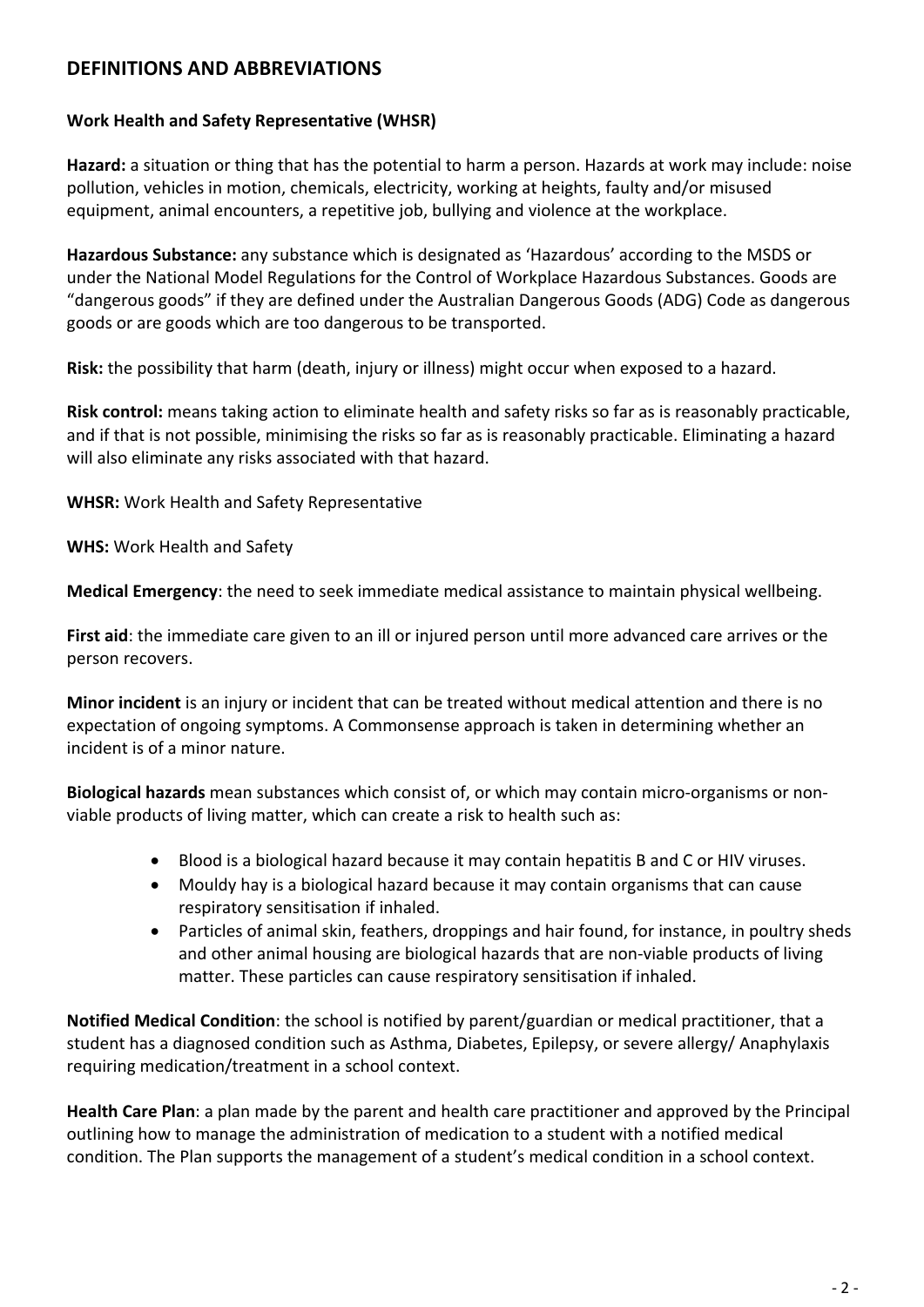## DEFINITIONS AND ABBREVIATIONS

**Work Health and Safety Representative (WHSR)**

**Hazard:** a situation or thing that has the potential to harm a person. Hazards at work may include: noise pollution, vehicles in motion, chemicals, electricity, working at heights, faulty and/or misused equipment, animal encounters, a repetitive job, bullying and violence at the workplace.

**Hazardous Substance:** any substance which is designated as 'Hazardous' according to the MSDS or under the National Model Regulations for the Control of Workplace Hazardous Substances. Goods are "dangerous goods" if they are defined under the Australian Dangerous Goods (ADG) Code as dangerous goods or are goods which are too dangerous to be transported.

**Risk:** the possibility that harm (death, injury or illness) might occur when exposed to a hazard.

**Risk control:** means taking action to eliminate health and safety risks so far as is reasonably practicable, and if that is not possible, minimising the risks so far as is reasonably practicable. Eliminating a hazard will also eliminate any risks associated with that hazard.

**WHSR:** Work Health and Safety Representative

**WHS:** Work Health and Safety

**Medical Emergency**: the need to seek immediate medical assistance to maintain physical wellbeing.

**First aid**: the immediate care given to an ill or injured person until more advanced care arrives or the person recovers.

**Minor incident** is an injury or incident that can be treated without medical attention and there is no expectation of ongoing symptoms. A Commonsense approach is taken in determining whether an incident is of a minor nature.

**Biological hazards** mean substances which consist of, or which may contain micro-organisms or non-viable products of living matter, which can create a risk to health such as:

- Blood is a biological hazard because it may contain hepatitis B and C or HIV viruses.
- Mouldy hay is a biological hazard because it may contain organisms that can cause respiratory sensitisation if inhaled.
- Particles of animal skin, feathers, droppings and hair found, for instance, in poultry sheds and other animal housing are biological hazards that are non-viable products of living matter. These particles can cause respiratory sensitisation if inhaled.

**Notified Medical Condition**: the school is notified by parent/guardian or medical practitioner, that a student has a diagnosed condition such as Asthma, Diabetes, Epilepsy, or severe allergy/ Anaphylaxis requiring medication/treatment in a school context.

**Health Care Plan**: a plan made by the parent and health care practitioner and approved by the Principal outlining how to manage the administration of medication to a student with a notified medical condition. The Plan supports the management of a student's medical condition in a school context.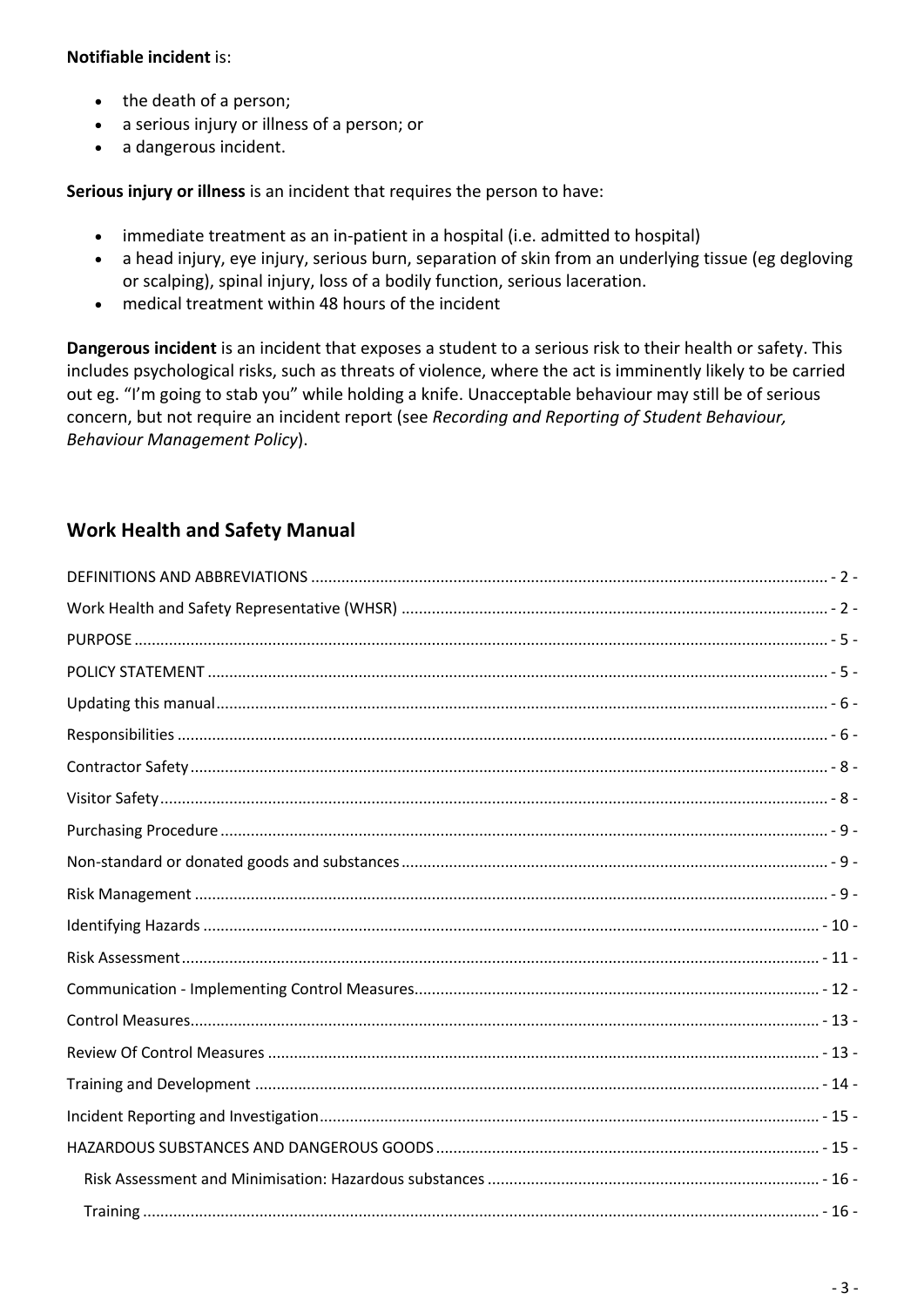**Notifiable incident** is:

- the death of a person;
- a serious injury or illness of a person; or
- a dangerous incident.

**Serious injury or illness** is an incident that requires the person to have:

- immediate treatment as an in-patient in a hospital (i.e. admitted to hospital)
- a head injury, eye injury, serious burn, separation of skin from an underlying tissue (eg degloving or scalping), spinal injury, loss of a bodily function, serious laceration.
- medical treatment within 48 hours of the incident

**Dangerous incident** is an incident that exposes a student to a serious risk to their health or safety. This includes psychological risks, such as threats of violence, where the act is imminently likely to be carried out eg. "I'm going to stab you" while holding a knife. Unacceptable behaviour may still be of serious concern, but not require an incident report (see *Recording and Reporting of Student Behaviour, Behaviour Management Policy*).

## Work Health and Safety Manual

DEFINITIONS AND ABBREVIATIONS ........................................ - 2 -
Work Health and Safety Representative (WHSR) ........................................ - 2 -
PURPOSE ........................................ - 5 -
POLICY STATEMENT ........................................ - 5 -
Updating this manual ........................................ - 6 -
Responsibilities ........................................ - 6 -
Contractor Safety ........................................ - 8 -
Visitor Safety ........................................ - 8 -
Purchasing Procedure ........................................ - 9 -
Non-standard or donated goods and substances ........................................ - 9 -
Risk Management ........................................ - 9 -
Identifying Hazards ........................................ - 10 -
Risk Assessment ........................................ - 11 -
Communication - Implementing Control Measures ........................................ - 12 -
Control Measures ........................................ - 13 -
Review Of Control Measures ........................................ - 13 -
Training and Development ........................................ - 14 -
Incident Reporting and Investigation ........................................ - 15 -
HAZARDOUS SUBSTANCES AND DANGEROUS GOODS ........................................ - 15 -
  Risk Assessment and Minimisation: Hazardous substances ........................................ - 16 -
  Training ........................................ - 16 -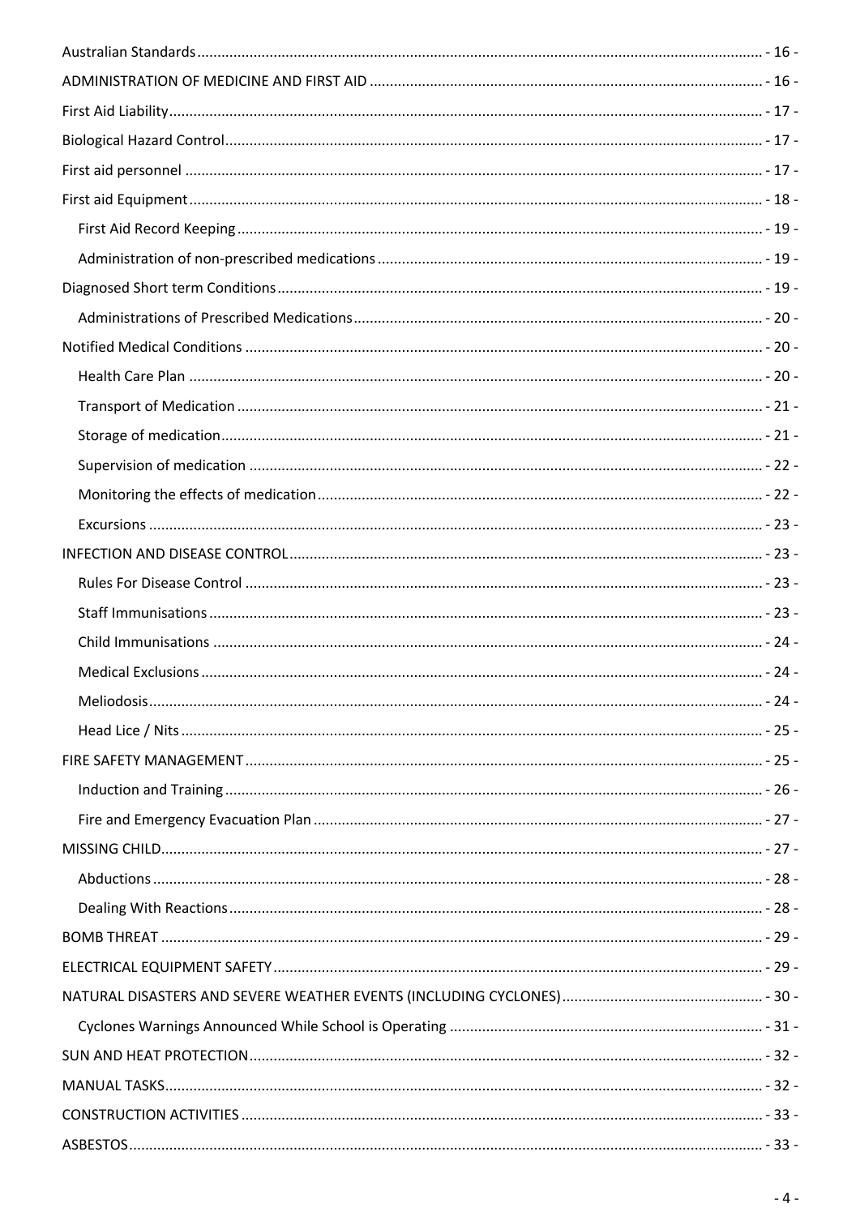- Australian Standards - 16 -
- ADMINISTRATION OF MEDICINE AND FIRST AID - 16 -
- First Aid Liability - 17 -
- Biological Hazard Control - 17 -
- First aid personnel - 17 -
- First aid Equipment - 18 -
  - First Aid Record Keeping - 19 -
  - Administration of non-prescribed medications - 19 -
- Diagnosed Short term Conditions - 19 -
  - Administrations of Prescribed Medications - 20 -
- Notified Medical Conditions - 20 -
  - Health Care Plan - 20 -
  - Transport of Medication - 21 -
  - Storage of medication - 21 -
  - Supervision of medication - 22 -
  - Monitoring the effects of medication - 22 -
  - Excursions - 23 -
- INFECTION AND DISEASE CONTROL - 23 -
  - Rules For Disease Control - 23 -
  - Staff Immunisations - 23 -
  - Child Immunisations - 24 -
  - Medical Exclusions - 24 -
  - Meliodosis - 24 -
  - Head Lice / Nits - 25 -
- FIRE SAFETY MANAGEMENT - 25 -
  - Induction and Training - 26 -
  - Fire and Emergency Evacuation Plan - 27 -
- MISSING CHILD - 27 -
  - Abductions - 28 -
  - Dealing With Reactions - 28 -
- BOMB THREAT - 29 -
- ELECTRICAL EQUIPMENT SAFETY - 29 -
- NATURAL DISASTERS AND SEVERE WEATHER EVENTS (INCLUDING CYCLONES) - 30 -
  - Cyclones Warnings Announced While School is Operating - 31 -
- SUN AND HEAT PROTECTION - 32 -
- MANUAL TASKS - 32 -
- CONSTRUCTION ACTIVITIES - 33 -
- ASBESTOS - 33 -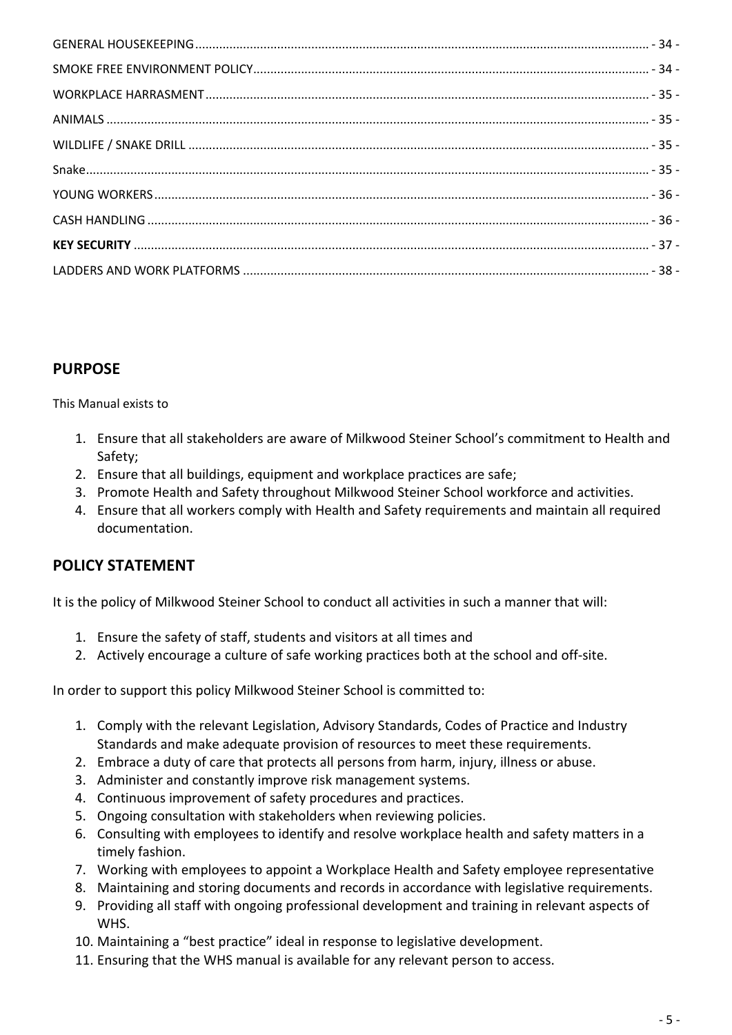GENERAL HOUSEKEEPING ................................................................................................................................ - 34 -

SMOKE FREE ENVIRONMENT POLICY ................................................................................................................. - 34 -

WORKPLACE HARRASMENT ................................................................................................................................ - 35 -

ANIMALS ............................................................................................................................................................ - 35 -

WILDLIFE / SNAKE DRILL ..................................................................................................................................... - 35 -

Snake ................................................................................................................................................................. - 35 -

YOUNG WORKERS .............................................................................................................................................. - 36 -

CASH HANDLING ................................................................................................................................................ - 36 -

**KEY SECURITY** ..................................................................................................................................................... - 37 -

LADDERS AND WORK PLATFORMS ..................................................................................................................... - 38 -

## PURPOSE

This Manual exists to

1. Ensure that all stakeholders are aware of Milkwood Steiner School's commitment to Health and Safety;
2. Ensure that all buildings, equipment and workplace practices are safe;
3. Promote Health and Safety throughout Milkwood Steiner School workforce and activities.
4. Ensure that all workers comply with Health and Safety requirements and maintain all required documentation.

## POLICY STATEMENT

It is the policy of Milkwood Steiner School to conduct all activities in such a manner that will:

1. Ensure the safety of staff, students and visitors at all times and
2. Actively encourage a culture of safe working practices both at the school and off-site.

In order to support this policy Milkwood Steiner School is committed to:

1. Comply with the relevant Legislation, Advisory Standards, Codes of Practice and Industry Standards and make adequate provision of resources to meet these requirements.
2. Embrace a duty of care that protects all persons from harm, injury, illness or abuse.
3. Administer and constantly improve risk management systems.
4. Continuous improvement of safety procedures and practices.
5. Ongoing consultation with stakeholders when reviewing policies.
6. Consulting with employees to identify and resolve workplace health and safety matters in a timely fashion.
7. Working with employees to appoint a Workplace Health and Safety employee representative
8. Maintaining and storing documents and records in accordance with legislative requirements.
9. Providing all staff with ongoing professional development and training in relevant aspects of WHS.
10. Maintaining a "best practice" ideal in response to legislative development.
11. Ensuring that the WHS manual is available for any relevant person to access.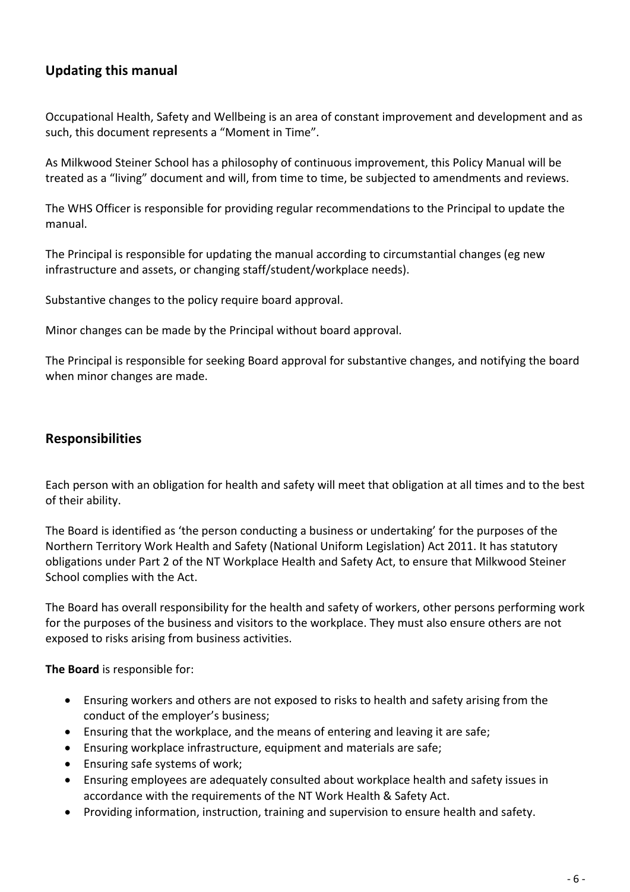## Updating this manual

Occupational Health, Safety and Wellbeing is an area of constant improvement and development and as such, this document represents a "Moment in Time".

As Milkwood Steiner School has a philosophy of continuous improvement, this Policy Manual will be treated as a "living" document and will, from time to time, be subjected to amendments and reviews.

The WHS Officer is responsible for providing regular recommendations to the Principal to update the manual.

The Principal is responsible for updating the manual according to circumstantial changes (eg new infrastructure and assets, or changing staff/student/workplace needs).

Substantive changes to the policy require board approval.

Minor changes can be made by the Principal without board approval.

The Principal is responsible for seeking Board approval for substantive changes, and notifying the board when minor changes are made.

## Responsibilities

Each person with an obligation for health and safety will meet that obligation at all times and to the best of their ability.

The Board is identified as 'the person conducting a business or undertaking' for the purposes of the Northern Territory Work Health and Safety (National Uniform Legislation) Act 2011. It has statutory obligations under Part 2 of the NT Workplace Health and Safety Act, to ensure that Milkwood Steiner School complies with the Act.

The Board has overall responsibility for the health and safety of workers, other persons performing work for the purposes of the business and visitors to the workplace. They must also ensure others are not exposed to risks arising from business activities.

**The Board** is responsible for:

- Ensuring workers and others are not exposed to risks to health and safety arising from the conduct of the employer's business;
- Ensuring that the workplace, and the means of entering and leaving it are safe;
- Ensuring workplace infrastructure, equipment and materials are safe;
- Ensuring safe systems of work;
- Ensuring employees are adequately consulted about workplace health and safety issues in accordance with the requirements of the NT Work Health & Safety Act.
- Providing information, instruction, training and supervision to ensure health and safety.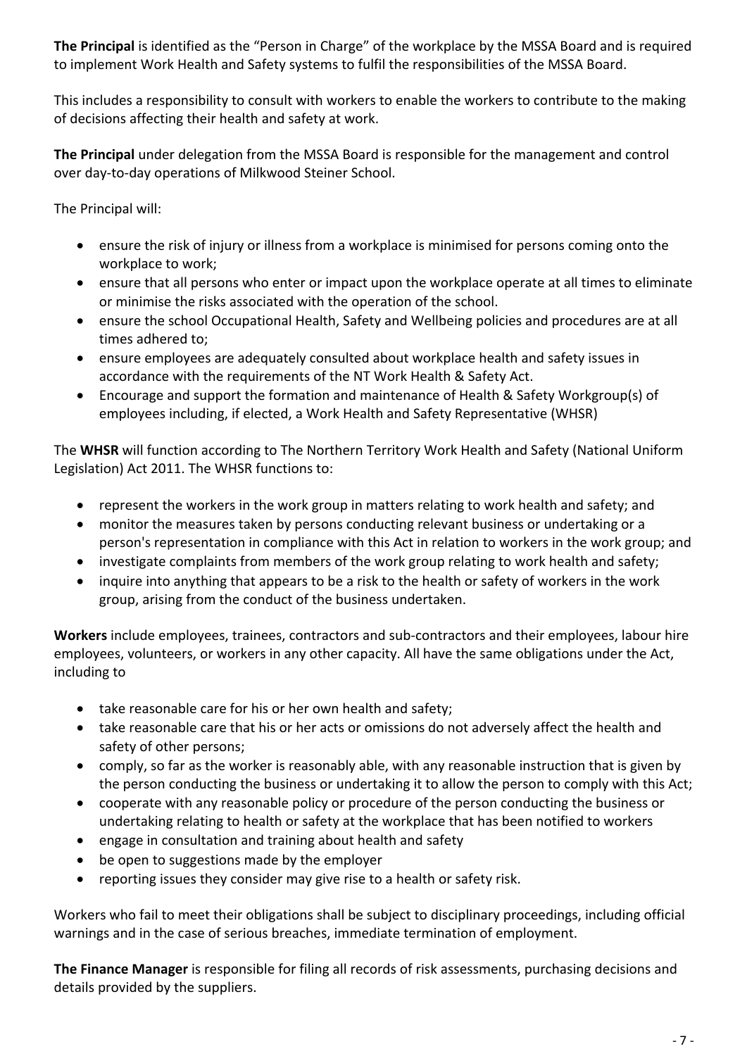**The Principal** is identified as the "Person in Charge" of the workplace by the MSSA Board and is required to implement Work Health and Safety systems to fulfil the responsibilities of the MSSA Board.

This includes a responsibility to consult with workers to enable the workers to contribute to the making of decisions affecting their health and safety at work.

**The Principal** under delegation from the MSSA Board is responsible for the management and control over day-to-day operations of Milkwood Steiner School.

The Principal will:

- ensure the risk of injury or illness from a workplace is minimised for persons coming onto the workplace to work;
- ensure that all persons who enter or impact upon the workplace operate at all times to eliminate or minimise the risks associated with the operation of the school.
- ensure the school Occupational Health, Safety and Wellbeing policies and procedures are at all times adhered to;
- ensure employees are adequately consulted about workplace health and safety issues in accordance with the requirements of the NT Work Health & Safety Act.
- Encourage and support the formation and maintenance of Health & Safety Workgroup(s) of employees including, if elected, a Work Health and Safety Representative (WHSR)

The **WHSR** will function according to The Northern Territory Work Health and Safety (National Uniform Legislation) Act 2011. The WHSR functions to:

- represent the workers in the work group in matters relating to work health and safety; and
- monitor the measures taken by persons conducting relevant business or undertaking or a person's representation in compliance with this Act in relation to workers in the work group; and
- investigate complaints from members of the work group relating to work health and safety;
- inquire into anything that appears to be a risk to the health or safety of workers in the work group, arising from the conduct of the business undertaken.

**Workers** include employees, trainees, contractors and sub-contractors and their employees, labour hire employees, volunteers, or workers in any other capacity. All have the same obligations under the Act, including to

- take reasonable care for his or her own health and safety;
- take reasonable care that his or her acts or omissions do not adversely affect the health and safety of other persons;
- comply, so far as the worker is reasonably able, with any reasonable instruction that is given by the person conducting the business or undertaking it to allow the person to comply with this Act;
- cooperate with any reasonable policy or procedure of the person conducting the business or undertaking relating to health or safety at the workplace that has been notified to workers
- engage in consultation and training about health and safety
- be open to suggestions made by the employer
- reporting issues they consider may give rise to a health or safety risk.

Workers who fail to meet their obligations shall be subject to disciplinary proceedings, including official warnings and in the case of serious breaches, immediate termination of employment.

**The Finance Manager** is responsible for filing all records of risk assessments, purchasing decisions and details provided by the suppliers.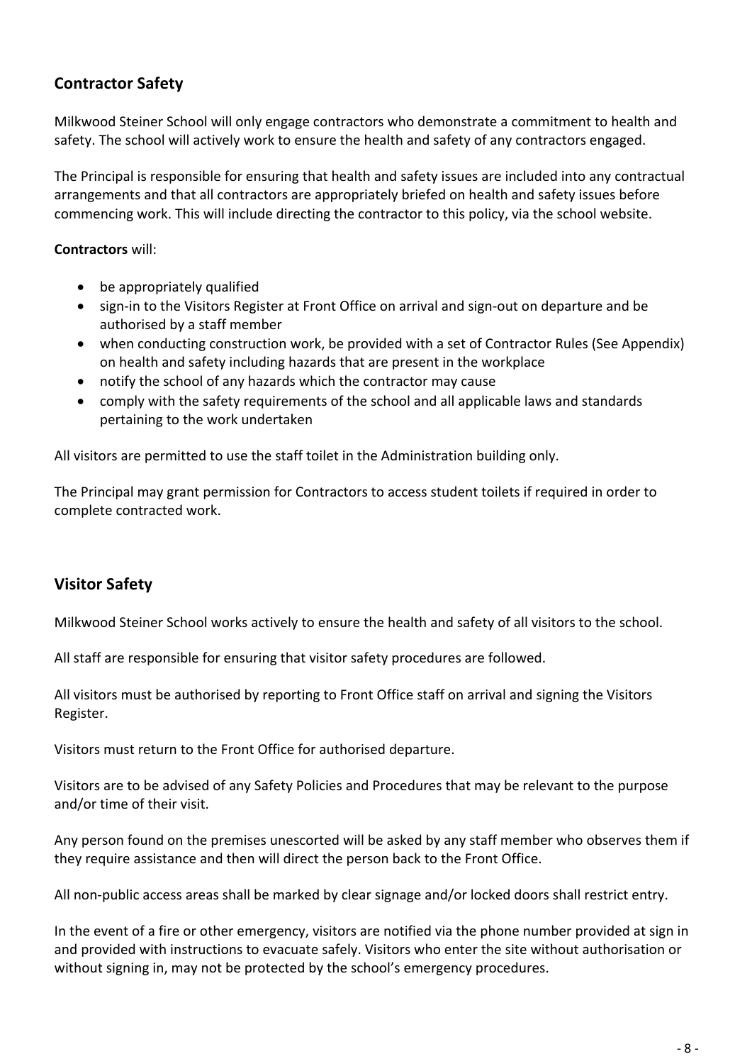## Contractor Safety

Milkwood Steiner School will only engage contractors who demonstrate a commitment to health and safety. The school will actively work to ensure the health and safety of any contractors engaged.

The Principal is responsible for ensuring that health and safety issues are included into any contractual arrangements and that all contractors are appropriately briefed on health and safety issues before commencing work. This will include directing the contractor to this policy, via the school website.

**Contractors** will:

- be appropriately qualified
- sign-in to the Visitors Register at Front Office on arrival and sign-out on departure and be authorised by a staff member
- when conducting construction work, be provided with a set of Contractor Rules (See Appendix) on health and safety including hazards that are present in the workplace
- notify the school of any hazards which the contractor may cause
- comply with the safety requirements of the school and all applicable laws and standards pertaining to the work undertaken

All visitors are permitted to use the staff toilet in the Administration building only.

The Principal may grant permission for Contractors to access student toilets if required in order to complete contracted work.

## Visitor Safety

Milkwood Steiner School works actively to ensure the health and safety of all visitors to the school.

All staff are responsible for ensuring that visitor safety procedures are followed.

All visitors must be authorised by reporting to Front Office staff on arrival and signing the Visitors Register.

Visitors must return to the Front Office for authorised departure.

Visitors are to be advised of any Safety Policies and Procedures that may be relevant to the purpose and/or time of their visit.

Any person found on the premises unescorted will be asked by any staff member who observes them if they require assistance and then will direct the person back to the Front Office.

All non-public access areas shall be marked by clear signage and/or locked doors shall restrict entry.

In the event of a fire or other emergency, visitors are notified via the phone number provided at sign in and provided with instructions to evacuate safely. Visitors who enter the site without authorisation or without signing in, may not be protected by the school's emergency procedures.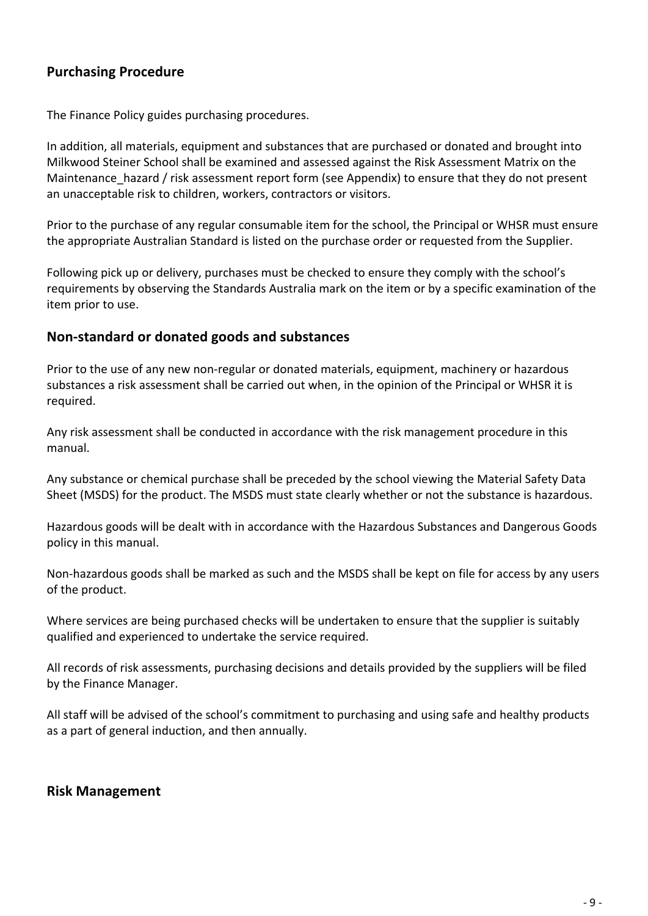## Purchasing Procedure

The Finance Policy guides purchasing procedures.

In addition, all materials, equipment and substances that are purchased or donated and brought into Milkwood Steiner School shall be examined and assessed against the Risk Assessment Matrix on the Maintenance_hazard / risk assessment report form (see Appendix) to ensure that they do not present an unacceptable risk to children, workers, contractors or visitors.

Prior to the purchase of any regular consumable item for the school, the Principal or WHSR must ensure the appropriate Australian Standard is listed on the purchase order or requested from the Supplier.

Following pick up or delivery, purchases must be checked to ensure they comply with the school's requirements by observing the Standards Australia mark on the item or by a specific examination of the item prior to use.

## Non-standard or donated goods and substances

Prior to the use of any new non-regular or donated materials, equipment, machinery or hazardous substances a risk assessment shall be carried out when, in the opinion of the Principal or WHSR it is required.

Any risk assessment shall be conducted in accordance with the risk management procedure in this manual.

Any substance or chemical purchase shall be preceded by the school viewing the Material Safety Data Sheet (MSDS) for the product. The MSDS must state clearly whether or not the substance is hazardous.

Hazardous goods will be dealt with in accordance with the Hazardous Substances and Dangerous Goods policy in this manual.

Non-hazardous goods shall be marked as such and the MSDS shall be kept on file for access by any users of the product.

Where services are being purchased checks will be undertaken to ensure that the supplier is suitably qualified and experienced to undertake the service required.

All records of risk assessments, purchasing decisions and details provided by the suppliers will be filed by the Finance Manager.

All staff will be advised of the school's commitment to purchasing and using safe and healthy products as a part of general induction, and then annually.

## Risk Management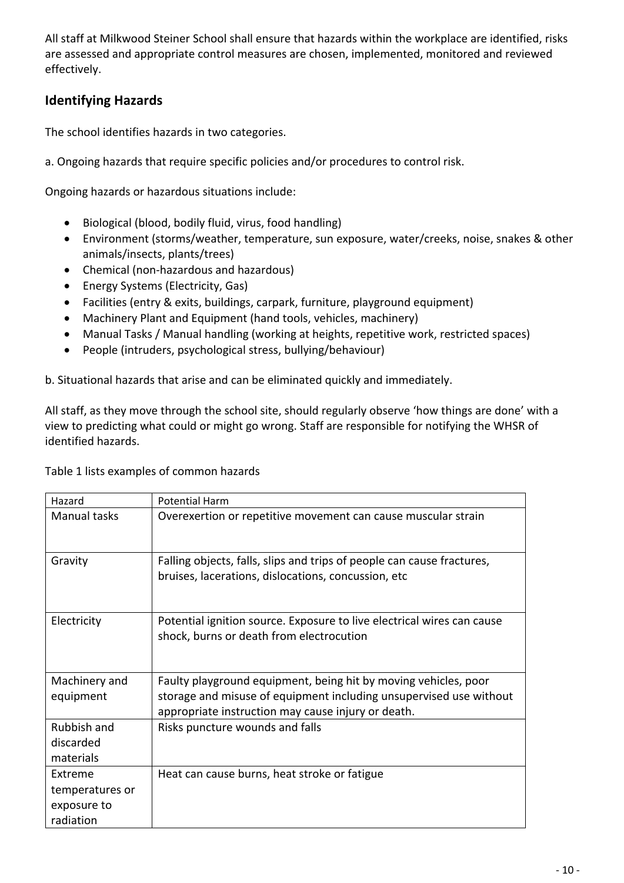All staff at Milkwood Steiner School shall ensure that hazards within the workplace are identified, risks are assessed and appropriate control measures are chosen, implemented, monitored and reviewed effectively.

## Identifying Hazards

The school identifies hazards in two categories.

a. Ongoing hazards that require specific policies and/or procedures to control risk.

Ongoing hazards or hazardous situations include:

- Biological (blood, bodily fluid, virus, food handling)
- Environment (storms/weather, temperature, sun exposure, water/creeks, noise, snakes & other animals/insects, plants/trees)
- Chemical (non-hazardous and hazardous)
- Energy Systems (Electricity, Gas)
- Facilities (entry & exits, buildings, carpark, furniture, playground equipment)
- Machinery Plant and Equipment (hand tools, vehicles, machinery)
- Manual Tasks / Manual handling (working at heights, repetitive work, restricted spaces)
- People (intruders, psychological stress, bullying/behaviour)

b. Situational hazards that arise and can be eliminated quickly and immediately.

All staff, as they move through the school site, should regularly observe 'how things are done' with a view to predicting what could or might go wrong. Staff are responsible for notifying the WHSR of identified hazards.

Table 1 lists examples of common hazards

| Hazard | Potential Harm |
|---|---|
| Manual tasks | Overexertion or repetitive movement can cause muscular strain |
| Gravity | Falling objects, falls, slips and trips of people can cause fractures, bruises, lacerations, dislocations, concussion, etc |
| Electricity | Potential ignition source. Exposure to live electrical wires can cause shock, burns or death from electrocution |
| Machinery and equipment | Faulty playground equipment, being hit by moving vehicles, poor storage and misuse of equipment including unsupervised use without appropriate instruction may cause injury or death. |
| Rubbish and discarded materials | Risks puncture wounds and falls |
| Extreme temperatures or exposure to radiation | Heat can cause burns, heat stroke or fatigue |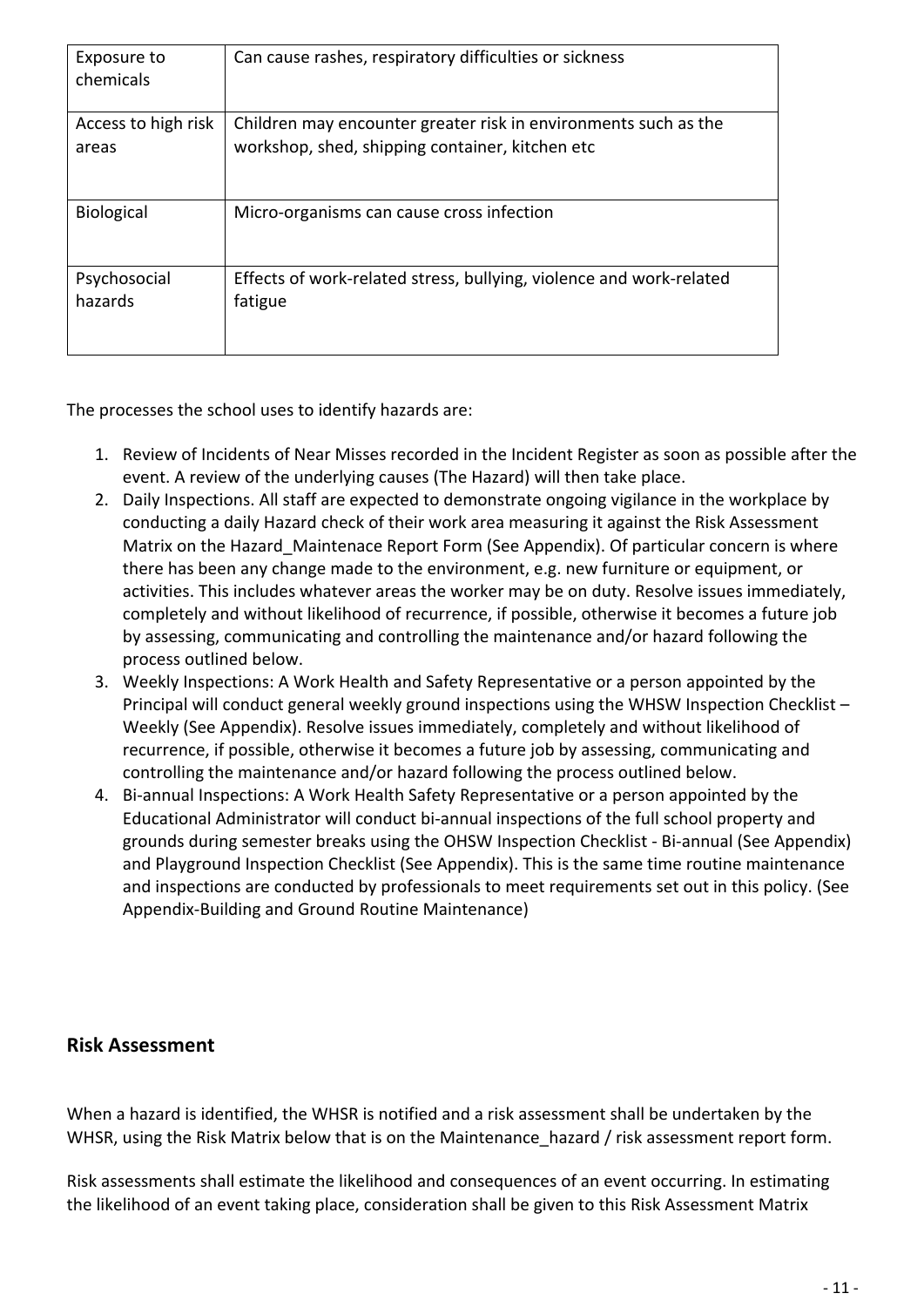| | |
|---|---|
| Exposure to chemicals | Can cause rashes, respiratory difficulties or sickness |
| Access to high risk areas | Children may encounter greater risk in environments such as the workshop, shed, shipping container, kitchen etc |
| Biological | Micro-organisms can cause cross infection |
| Psychosocial hazards | Effects of work-related stress, bullying, violence and work-related fatigue |

The processes the school uses to identify hazards are:

1. Review of Incidents of Near Misses recorded in the Incident Register as soon as possible after the event. A review of the underlying causes (The Hazard) will then take place.
2. Daily Inspections. All staff are expected to demonstrate ongoing vigilance in the workplace by conducting a daily Hazard check of their work area measuring it against the Risk Assessment Matrix on the Hazard_Maintenace Report Form (See Appendix). Of particular concern is where there has been any change made to the environment, e.g. new furniture or equipment, or activities. This includes whatever areas the worker may be on duty. Resolve issues immediately, completely and without likelihood of recurrence, if possible, otherwise it becomes a future job by assessing, communicating and controlling the maintenance and/or hazard following the process outlined below.
3. Weekly Inspections: A Work Health and Safety Representative or a person appointed by the Principal will conduct general weekly ground inspections using the WHSW Inspection Checklist – Weekly (See Appendix). Resolve issues immediately, completely and without likelihood of recurrence, if possible, otherwise it becomes a future job by assessing, communicating and controlling the maintenance and/or hazard following the process outlined below.
4. Bi-annual Inspections: A Work Health Safety Representative or a person appointed by the Educational Administrator will conduct bi-annual inspections of the full school property and grounds during semester breaks using the OHSW Inspection Checklist - Bi-annual (See Appendix) and Playground Inspection Checklist (See Appendix). This is the same time routine maintenance and inspections are conducted by professionals to meet requirements set out in this policy. (See Appendix-Building and Ground Routine Maintenance)

## Risk Assessment

When a hazard is identified, the WHSR is notified and a risk assessment shall be undertaken by the WHSR, using the Risk Matrix below that is on the Maintenance_hazard / risk assessment report form.

Risk assessments shall estimate the likelihood and consequences of an event occurring. In estimating the likelihood of an event taking place, consideration shall be given to this Risk Assessment Matrix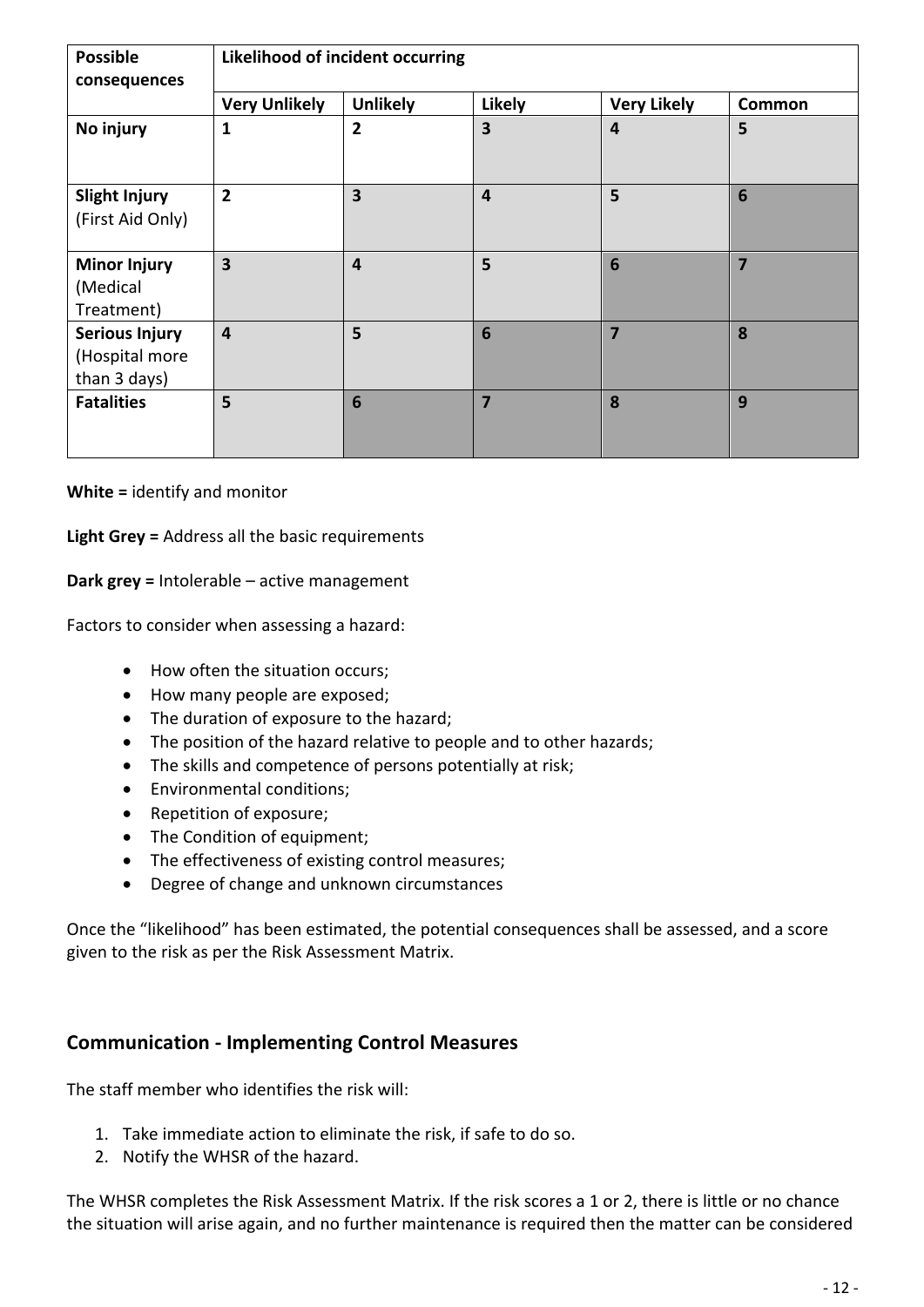| Possible consequences | Likelihood of incident occurring | | | | |
|---|---|---|---|---|---|
| | **Very Unlikely** | **Unlikely** | **Likely** | **Very Likely** | **Common** |
| **No injury** | **1** | **2** | **3** | **4** | **5** |
| **Slight Injury** (First Aid Only) | **2** | **3** | **4** | **5** | **6** |
| **Minor Injury** (Medical Treatment) | **3** | **4** | **5** | **6** | **7** |
| **Serious Injury** (Hospital more than 3 days) | **4** | **5** | **6** | **7** | **8** |
| **Fatalities** | **5** | **6** | **7** | **8** | **9** |

**White =** identify and monitor

**Light Grey =** Address all the basic requirements

**Dark grey =** Intolerable – active management

Factors to consider when assessing a hazard:

- How often the situation occurs;
- How many people are exposed;
- The duration of exposure to the hazard;
- The position of the hazard relative to people and to other hazards;
- The skills and competence of persons potentially at risk;
- Environmental conditions;
- Repetition of exposure;
- The Condition of equipment;
- The effectiveness of existing control measures;
- Degree of change and unknown circumstances

Once the "likelihood" has been estimated, the potential consequences shall be assessed, and a score given to the risk as per the Risk Assessment Matrix.

## Communication - Implementing Control Measures

The staff member who identifies the risk will:

1. Take immediate action to eliminate the risk, if safe to do so.
2. Notify the WHSR of the hazard.

The WHSR completes the Risk Assessment Matrix. If the risk scores a 1 or 2, there is little or no chance the situation will arise again, and no further maintenance is required then the matter can be considered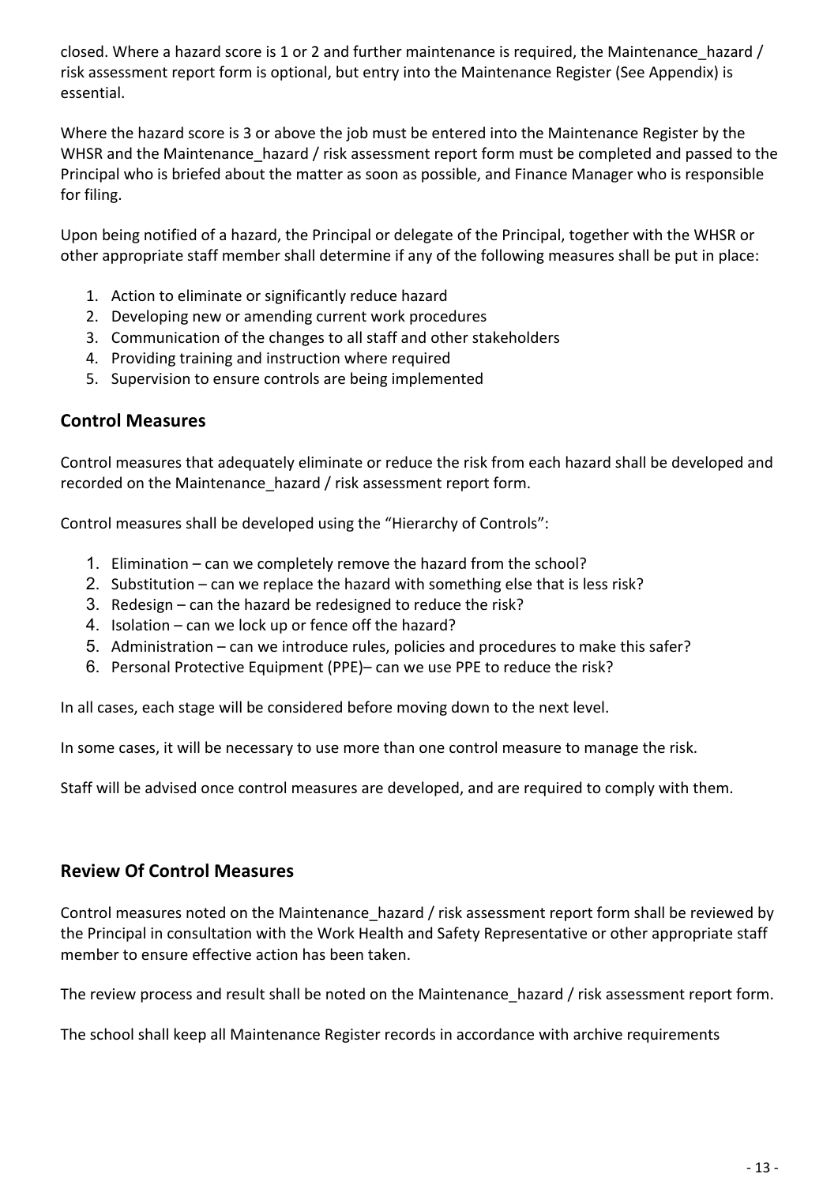closed. Where a hazard score is 1 or 2 and further maintenance is required, the Maintenance_hazard / risk assessment report form is optional, but entry into the Maintenance Register (See Appendix) is essential.

Where the hazard score is 3 or above the job must be entered into the Maintenance Register by the WHSR and the Maintenance_hazard / risk assessment report form must be completed and passed to the Principal who is briefed about the matter as soon as possible, and Finance Manager who is responsible for filing.

Upon being notified of a hazard, the Principal or delegate of the Principal, together with the WHSR or other appropriate staff member shall determine if any of the following measures shall be put in place:

1. Action to eliminate or significantly reduce hazard
2. Developing new or amending current work procedures
3. Communication of the changes to all staff and other stakeholders
4. Providing training and instruction where required
5. Supervision to ensure controls are being implemented

## Control Measures

Control measures that adequately eliminate or reduce the risk from each hazard shall be developed and recorded on the Maintenance_hazard / risk assessment report form.

Control measures shall be developed using the "Hierarchy of Controls":

1. Elimination – can we completely remove the hazard from the school?
2. Substitution – can we replace the hazard with something else that is less risk?
3. Redesign – can the hazard be redesigned to reduce the risk?
4. Isolation – can we lock up or fence off the hazard?
5. Administration – can we introduce rules, policies and procedures to make this safer?
6. Personal Protective Equipment (PPE)– can we use PPE to reduce the risk?

In all cases, each stage will be considered before moving down to the next level.

In some cases, it will be necessary to use more than one control measure to manage the risk.

Staff will be advised once control measures are developed, and are required to comply with them.

## Review Of Control Measures

Control measures noted on the Maintenance_hazard / risk assessment report form shall be reviewed by the Principal in consultation with the Work Health and Safety Representative or other appropriate staff member to ensure effective action has been taken.

The review process and result shall be noted on the Maintenance_hazard / risk assessment report form.

The school shall keep all Maintenance Register records in accordance with archive requirements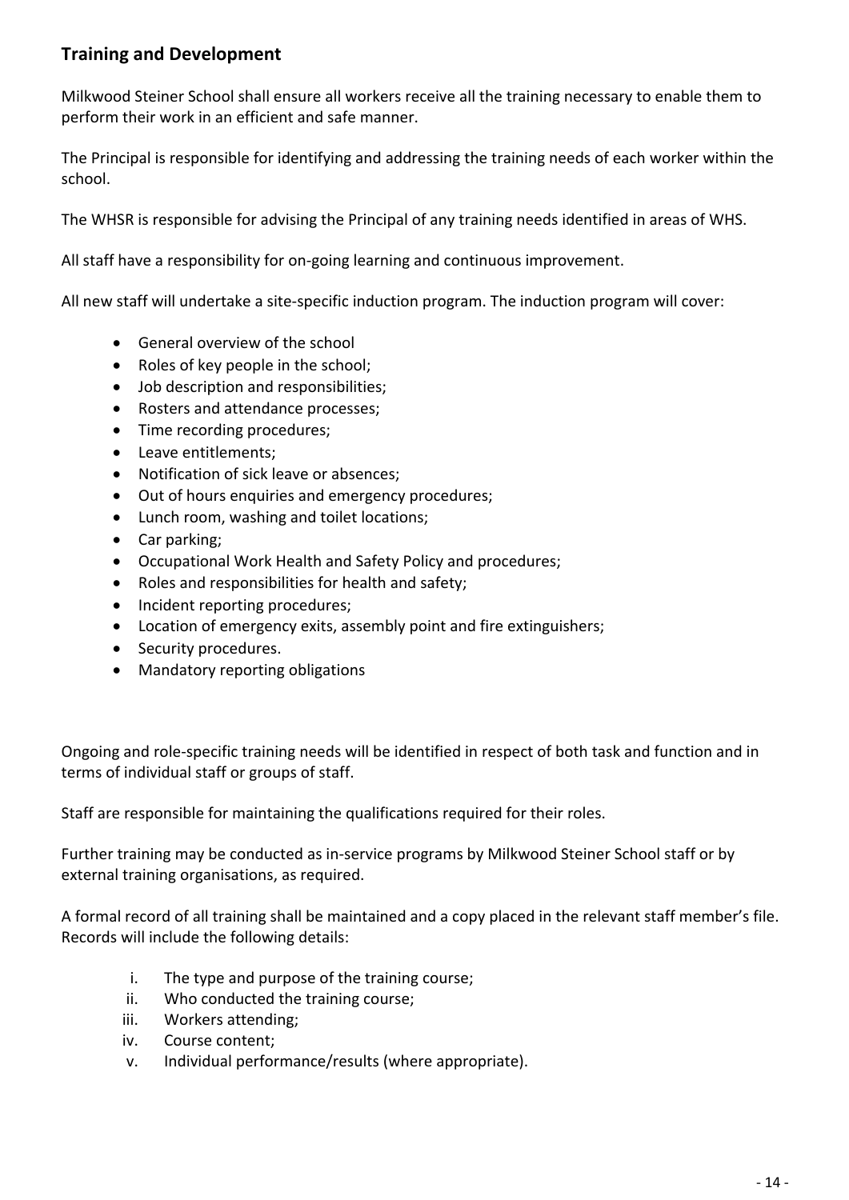## Training and Development

Milkwood Steiner School shall ensure all workers receive all the training necessary to enable them to perform their work in an efficient and safe manner.

The Principal is responsible for identifying and addressing the training needs of each worker within the school.

The WHSR is responsible for advising the Principal of any training needs identified in areas of WHS.

All staff have a responsibility for on-going learning and continuous improvement.

All new staff will undertake a site-specific induction program. The induction program will cover:

- General overview of the school
- Roles of key people in the school;
- Job description and responsibilities;
- Rosters and attendance processes;
- Time recording procedures;
- Leave entitlements;
- Notification of sick leave or absences;
- Out of hours enquiries and emergency procedures;
- Lunch room, washing and toilet locations;
- Car parking;
- Occupational Work Health and Safety Policy and procedures;
- Roles and responsibilities for health and safety;
- Incident reporting procedures;
- Location of emergency exits, assembly point and fire extinguishers;
- Security procedures.
- Mandatory reporting obligations

Ongoing and role-specific training needs will be identified in respect of both task and function and in terms of individual staff or groups of staff.

Staff are responsible for maintaining the qualifications required for their roles.

Further training may be conducted as in-service programs by Milkwood Steiner School staff or by external training organisations, as required.

A formal record of all training shall be maintained and a copy placed in the relevant staff member's file. Records will include the following details:

i. The type and purpose of the training course;
ii. Who conducted the training course;
iii. Workers attending;
iv. Course content;
v. Individual performance/results (where appropriate).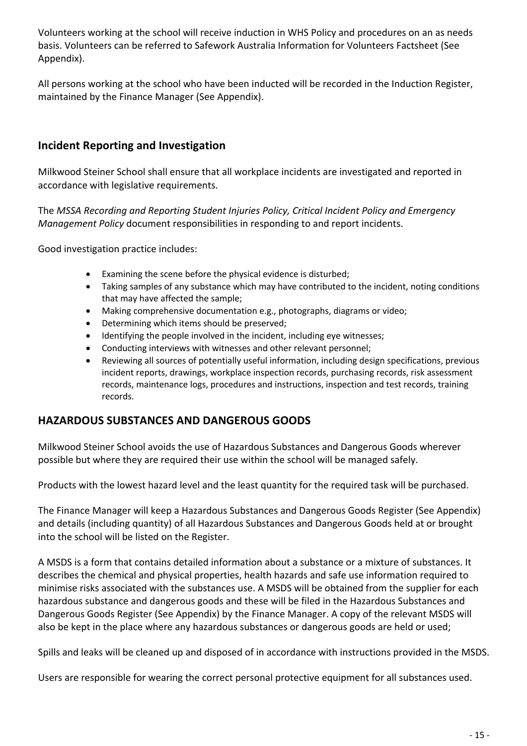Volunteers working at the school will receive induction in WHS Policy and procedures on an as needs basis. Volunteers can be referred to Safework Australia Information for Volunteers Factsheet (See Appendix).

All persons working at the school who have been inducted will be recorded in the Induction Register, maintained by the Finance Manager (See Appendix).

## Incident Reporting and Investigation

Milkwood Steiner School shall ensure that all workplace incidents are investigated and reported in accordance with legislative requirements.

The *MSSA Recording and Reporting Student Injuries Policy, Critical Incident Policy and Emergency Management Policy* document responsibilities in responding to and report incidents.

Good investigation practice includes:

- Examining the scene before the physical evidence is disturbed;
- Taking samples of any substance which may have contributed to the incident, noting conditions that may have affected the sample;
- Making comprehensive documentation e.g., photographs, diagrams or video;
- Determining which items should be preserved;
- Identifying the people involved in the incident, including eye witnesses;
- Conducting interviews with witnesses and other relevant personnel;
- Reviewing all sources of potentially useful information, including design specifications, previous incident reports, drawings, workplace inspection records, purchasing records, risk assessment records, maintenance logs, procedures and instructions, inspection and test records, training records.

## HAZARDOUS SUBSTANCES AND DANGEROUS GOODS

Milkwood Steiner School avoids the use of Hazardous Substances and Dangerous Goods wherever possible but where they are required their use within the school will be managed safely.

Products with the lowest hazard level and the least quantity for the required task will be purchased.

The Finance Manager will keep a Hazardous Substances and Dangerous Goods Register (See Appendix) and details (including quantity) of all Hazardous Substances and Dangerous Goods held at or brought into the school will be listed on the Register.

A MSDS is a form that contains detailed information about a substance or a mixture of substances. It describes the chemical and physical properties, health hazards and safe use information required to minimise risks associated with the substances use. A MSDS will be obtained from the supplier for each hazardous substance and dangerous goods and these will be filed in the Hazardous Substances and Dangerous Goods Register (See Appendix) by the Finance Manager. A copy of the relevant MSDS will also be kept in the place where any hazardous substances or dangerous goods are held or used;

Spills and leaks will be cleaned up and disposed of in accordance with instructions provided in the MSDS.

Users are responsible for wearing the correct personal protective equipment for all substances used.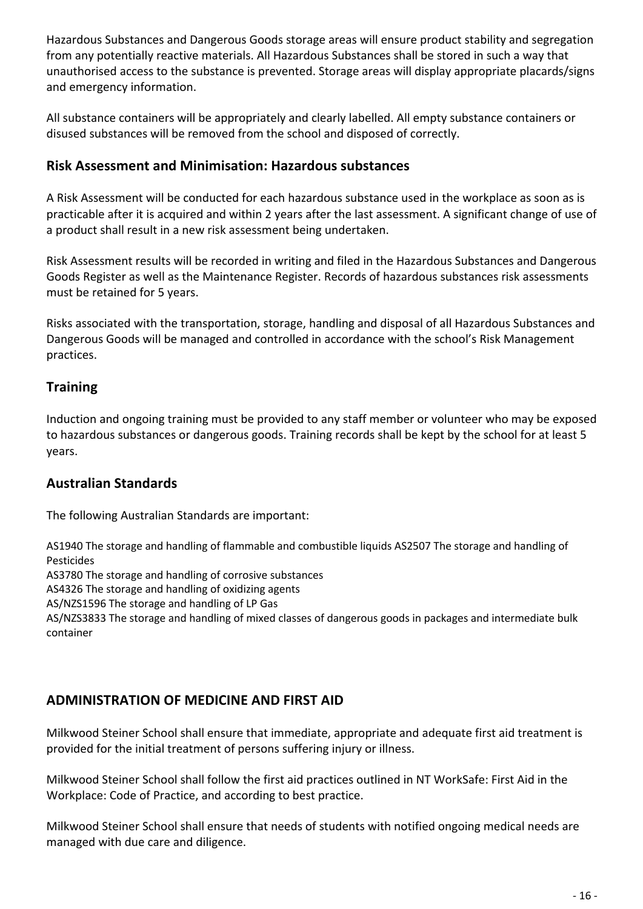Hazardous Substances and Dangerous Goods storage areas will ensure product stability and segregation from any potentially reactive materials. All Hazardous Substances shall be stored in such a way that unauthorised access to the substance is prevented. Storage areas will display appropriate placards/signs and emergency information.

All substance containers will be appropriately and clearly labelled. All empty substance containers or disused substances will be removed from the school and disposed of correctly.

### Risk Assessment and Minimisation: Hazardous substances

A Risk Assessment will be conducted for each hazardous substance used in the workplace as soon as is practicable after it is acquired and within 2 years after the last assessment. A significant change of use of a product shall result in a new risk assessment being undertaken.

Risk Assessment results will be recorded in writing and filed in the Hazardous Substances and Dangerous Goods Register as well as the Maintenance Register. Records of hazardous substances risk assessments must be retained for 5 years.

Risks associated with the transportation, storage, handling and disposal of all Hazardous Substances and Dangerous Goods will be managed and controlled in accordance with the school's Risk Management practices.

### Training

Induction and ongoing training must be provided to any staff member or volunteer who may be exposed to hazardous substances or dangerous goods. Training records shall be kept by the school for at least 5 years.

### Australian Standards

The following Australian Standards are important:

AS1940 The storage and handling of flammable and combustible liquids AS2507 The storage and handling of Pesticides
AS3780 The storage and handling of corrosive substances
AS4326 The storage and handling of oxidizing agents
AS/NZS1596 The storage and handling of LP Gas
AS/NZS3833 The storage and handling of mixed classes of dangerous goods in packages and intermediate bulk container

## ADMINISTRATION OF MEDICINE AND FIRST AID

Milkwood Steiner School shall ensure that immediate, appropriate and adequate first aid treatment is provided for the initial treatment of persons suffering injury or illness.

Milkwood Steiner School shall follow the first aid practices outlined in NT WorkSafe: First Aid in the Workplace: Code of Practice, and according to best practice.

Milkwood Steiner School shall ensure that needs of students with notified ongoing medical needs are managed with due care and diligence.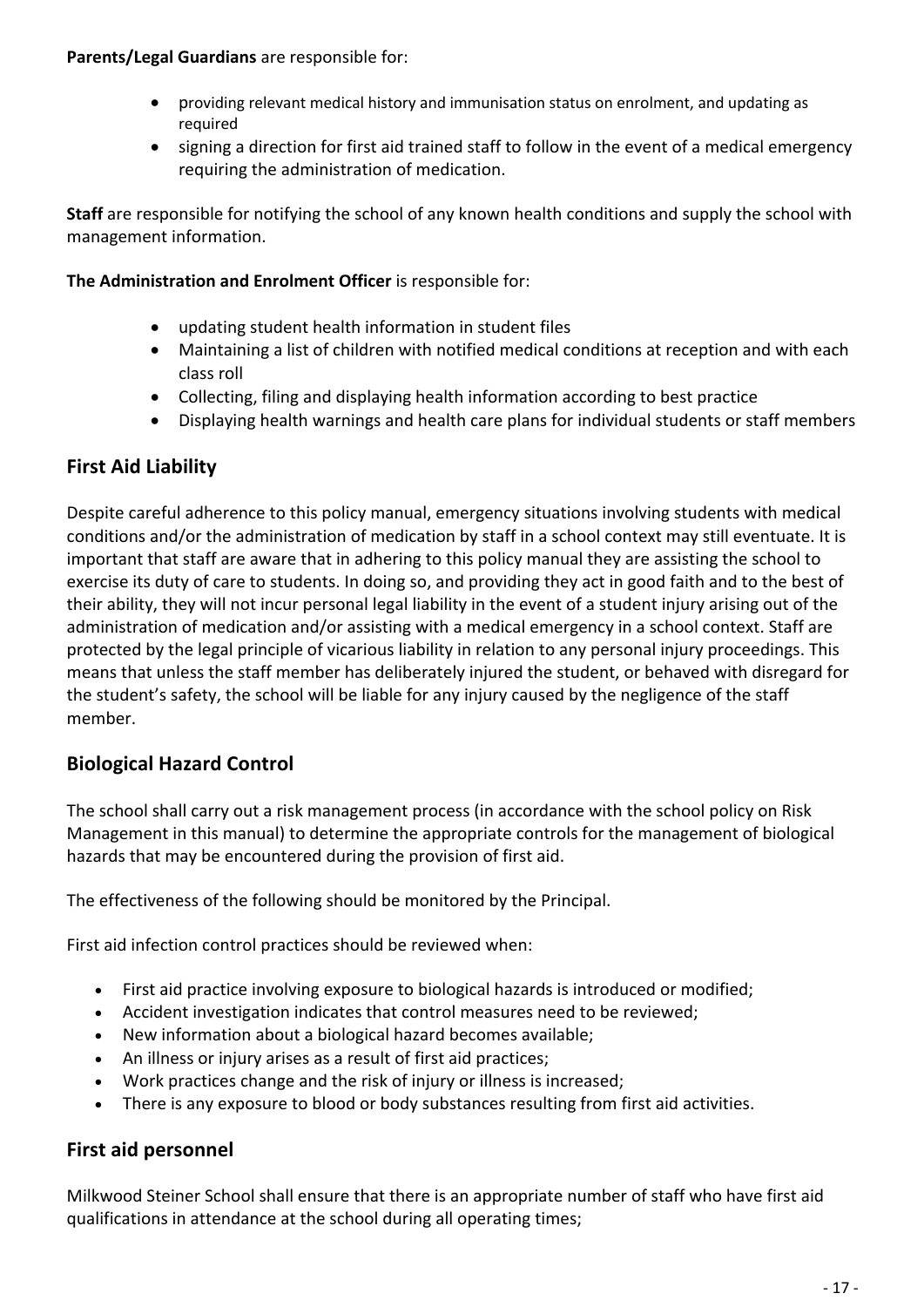**Parents/Legal Guardians** are responsible for:

- providing relevant medical history and immunisation status on enrolment, and updating as required
- signing a direction for first aid trained staff to follow in the event of a medical emergency requiring the administration of medication.

**Staff** are responsible for notifying the school of any known health conditions and supply the school with management information.

**The Administration and Enrolment Officer** is responsible for:

- updating student health information in student files
- Maintaining a list of children with notified medical conditions at reception and with each class roll
- Collecting, filing and displaying health information according to best practice
- Displaying health warnings and health care plans for individual students or staff members

## First Aid Liability

Despite careful adherence to this policy manual, emergency situations involving students with medical conditions and/or the administration of medication by staff in a school context may still eventuate. It is important that staff are aware that in adhering to this policy manual they are assisting the school to exercise its duty of care to students. In doing so, and providing they act in good faith and to the best of their ability, they will not incur personal legal liability in the event of a student injury arising out of the administration of medication and/or assisting with a medical emergency in a school context. Staff are protected by the legal principle of vicarious liability in relation to any personal injury proceedings. This means that unless the staff member has deliberately injured the student, or behaved with disregard for the student's safety, the school will be liable for any injury caused by the negligence of the staff member.

## Biological Hazard Control

The school shall carry out a risk management process (in accordance with the school policy on Risk Management in this manual) to determine the appropriate controls for the management of biological hazards that may be encountered during the provision of first aid.

The effectiveness of the following should be monitored by the Principal.

First aid infection control practices should be reviewed when:

- First aid practice involving exposure to biological hazards is introduced or modified;
- Accident investigation indicates that control measures need to be reviewed;
- New information about a biological hazard becomes available;
- An illness or injury arises as a result of first aid practices;
- Work practices change and the risk of injury or illness is increased;
- There is any exposure to blood or body substances resulting from first aid activities.

## First aid personnel

Milkwood Steiner School shall ensure that there is an appropriate number of staff who have first aid qualifications in attendance at the school during all operating times;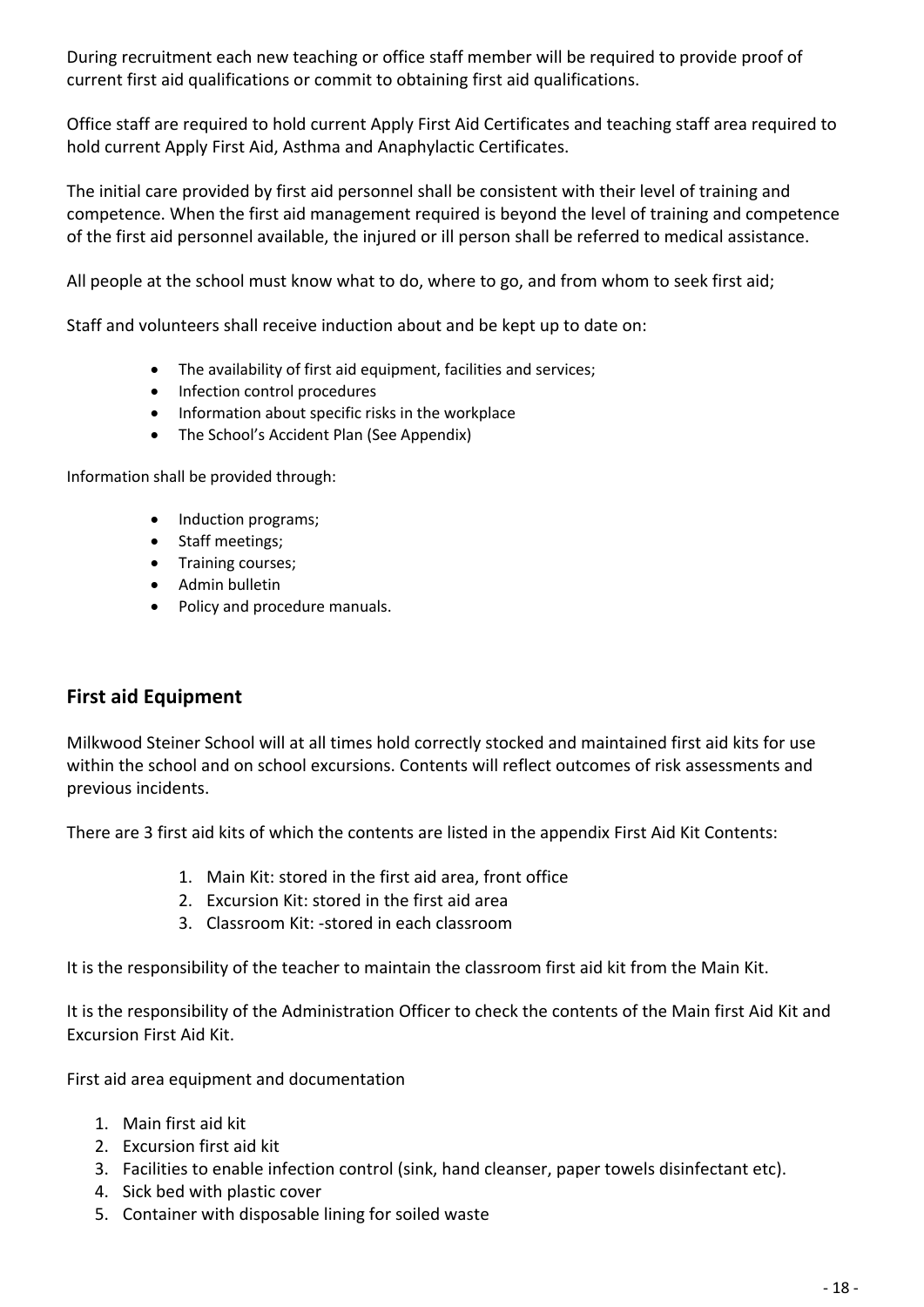During recruitment each new teaching or office staff member will be required to provide proof of current first aid qualifications or commit to obtaining first aid qualifications.

Office staff are required to hold current Apply First Aid Certificates and teaching staff area required to hold current Apply First Aid, Asthma and Anaphylactic Certificates.

The initial care provided by first aid personnel shall be consistent with their level of training and competence. When the first aid management required is beyond the level of training and competence of the first aid personnel available, the injured or ill person shall be referred to medical assistance.

All people at the school must know what to do, where to go, and from whom to seek first aid;

Staff and volunteers shall receive induction about and be kept up to date on:

- The availability of first aid equipment, facilities and services;
- Infection control procedures
- Information about specific risks in the workplace
- The School's Accident Plan (See Appendix)

Information shall be provided through:

- Induction programs;
- Staff meetings;
- Training courses;
- Admin bulletin
- Policy and procedure manuals.

## First aid Equipment

Milkwood Steiner School will at all times hold correctly stocked and maintained first aid kits for use within the school and on school excursions. Contents will reflect outcomes of risk assessments and previous incidents.

There are 3 first aid kits of which the contents are listed in the appendix First Aid Kit Contents:

1. Main Kit: stored in the first aid area, front office
2. Excursion Kit: stored in the first aid area
3. Classroom Kit: -stored in each classroom

It is the responsibility of the teacher to maintain the classroom first aid kit from the Main Kit.

It is the responsibility of the Administration Officer to check the contents of the Main first Aid Kit and Excursion First Aid Kit.

First aid area equipment and documentation

1. Main first aid kit
2. Excursion first aid kit
3. Facilities to enable infection control (sink, hand cleanser, paper towels disinfectant etc).
4. Sick bed with plastic cover
5. Container with disposable lining for soiled waste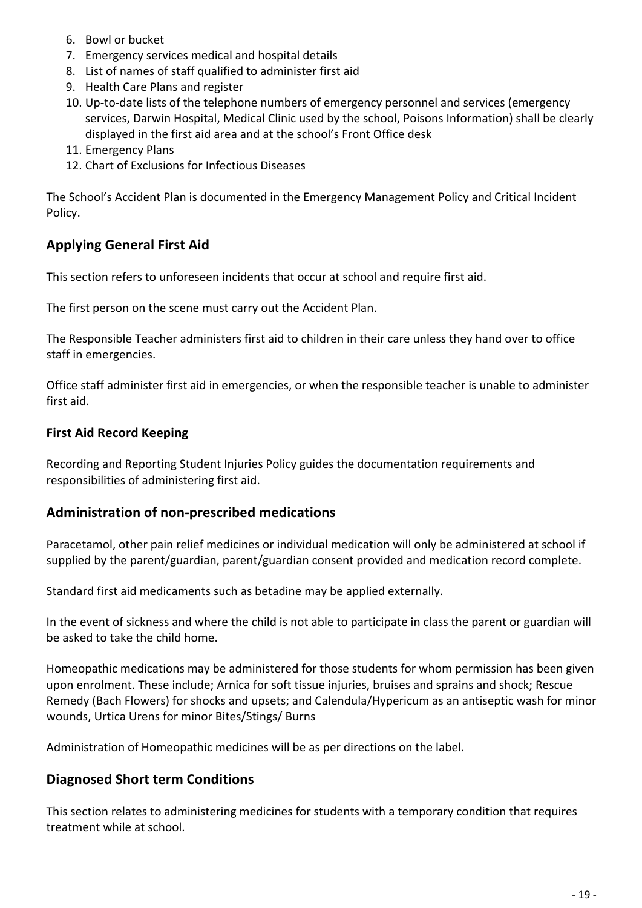6. Bowl or bucket
7. Emergency services medical and hospital details
8. List of names of staff qualified to administer first aid
9. Health Care Plans and register
10. Up-to-date lists of the telephone numbers of emergency personnel and services (emergency services, Darwin Hospital, Medical Clinic used by the school, Poisons Information) shall be clearly displayed in the first aid area and at the school's Front Office desk
11. Emergency Plans
12. Chart of Exclusions for Infectious Diseases

The School's Accident Plan is documented in the Emergency Management Policy and Critical Incident Policy.

## Applying General First Aid

This section refers to unforeseen incidents that occur at school and require first aid.

The first person on the scene must carry out the Accident Plan.

The Responsible Teacher administers first aid to children in their care unless they hand over to office staff in emergencies.

Office staff administer first aid in emergencies, or when the responsible teacher is unable to administer first aid.

### First Aid Record Keeping

Recording and Reporting Student Injuries Policy guides the documentation requirements and responsibilities of administering first aid.

## Administration of non-prescribed medications

Paracetamol, other pain relief medicines or individual medication will only be administered at school if supplied by the parent/guardian, parent/guardian consent provided and medication record complete.

Standard first aid medicaments such as betadine may be applied externally.

In the event of sickness and where the child is not able to participate in class the parent or guardian will be asked to take the child home.

Homeopathic medications may be administered for those students for whom permission has been given upon enrolment. These include; Arnica for soft tissue injuries, bruises and sprains and shock; Rescue Remedy (Bach Flowers) for shocks and upsets; and Calendula/Hypericum as an antiseptic wash for minor wounds, Urtica Urens for minor Bites/Stings/ Burns

Administration of Homeopathic medicines will be as per directions on the label.

## Diagnosed Short term Conditions

This section relates to administering medicines for students with a temporary condition that requires treatment while at school.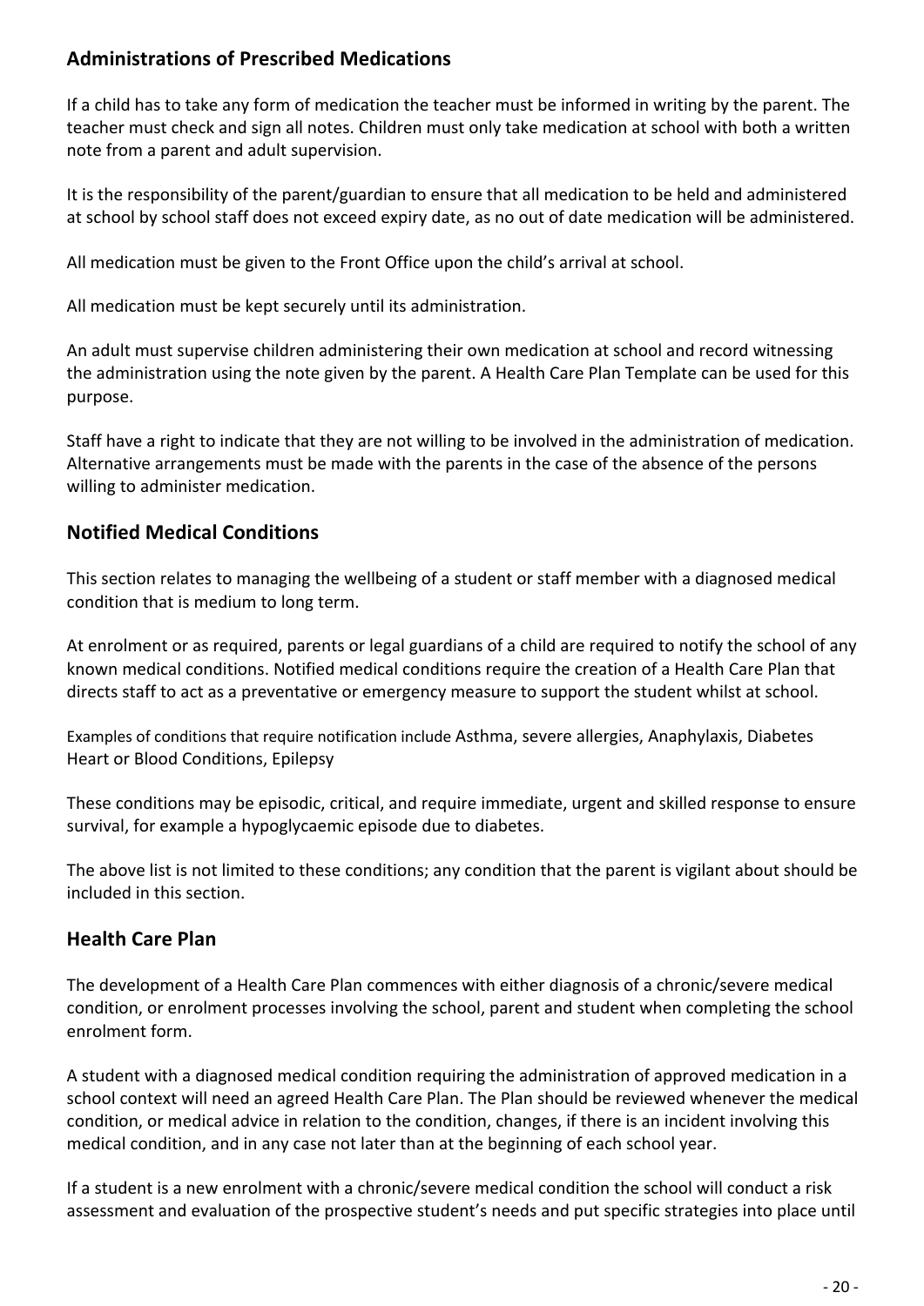## Administrations of Prescribed Medications

If a child has to take any form of medication the teacher must be informed in writing by the parent. The teacher must check and sign all notes. Children must only take medication at school with both a written note from a parent and adult supervision.

It is the responsibility of the parent/guardian to ensure that all medication to be held and administered at school by school staff does not exceed expiry date, as no out of date medication will be administered.

All medication must be given to the Front Office upon the child's arrival at school.

All medication must be kept securely until its administration.

An adult must supervise children administering their own medication at school and record witnessing the administration using the note given by the parent. A Health Care Plan Template can be used for this purpose.

Staff have a right to indicate that they are not willing to be involved in the administration of medication. Alternative arrangements must be made with the parents in the case of the absence of the persons willing to administer medication.

## Notified Medical Conditions

This section relates to managing the wellbeing of a student or staff member with a diagnosed medical condition that is medium to long term.

At enrolment or as required, parents or legal guardians of a child are required to notify the school of any known medical conditions. Notified medical conditions require the creation of a Health Care Plan that directs staff to act as a preventative or emergency measure to support the student whilst at school.

Examples of conditions that require notification include Asthma, severe allergies, Anaphylaxis, Diabetes Heart or Blood Conditions, Epilepsy

These conditions may be episodic, critical, and require immediate, urgent and skilled response to ensure survival, for example a hypoglycaemic episode due to diabetes.

The above list is not limited to these conditions; any condition that the parent is vigilant about should be included in this section.

## Health Care Plan

The development of a Health Care Plan commences with either diagnosis of a chronic/severe medical condition, or enrolment processes involving the school, parent and student when completing the school enrolment form.

A student with a diagnosed medical condition requiring the administration of approved medication in a school context will need an agreed Health Care Plan. The Plan should be reviewed whenever the medical condition, or medical advice in relation to the condition, changes, if there is an incident involving this medical condition, and in any case not later than at the beginning of each school year.

If a student is a new enrolment with a chronic/severe medical condition the school will conduct a risk assessment and evaluation of the prospective student's needs and put specific strategies into place until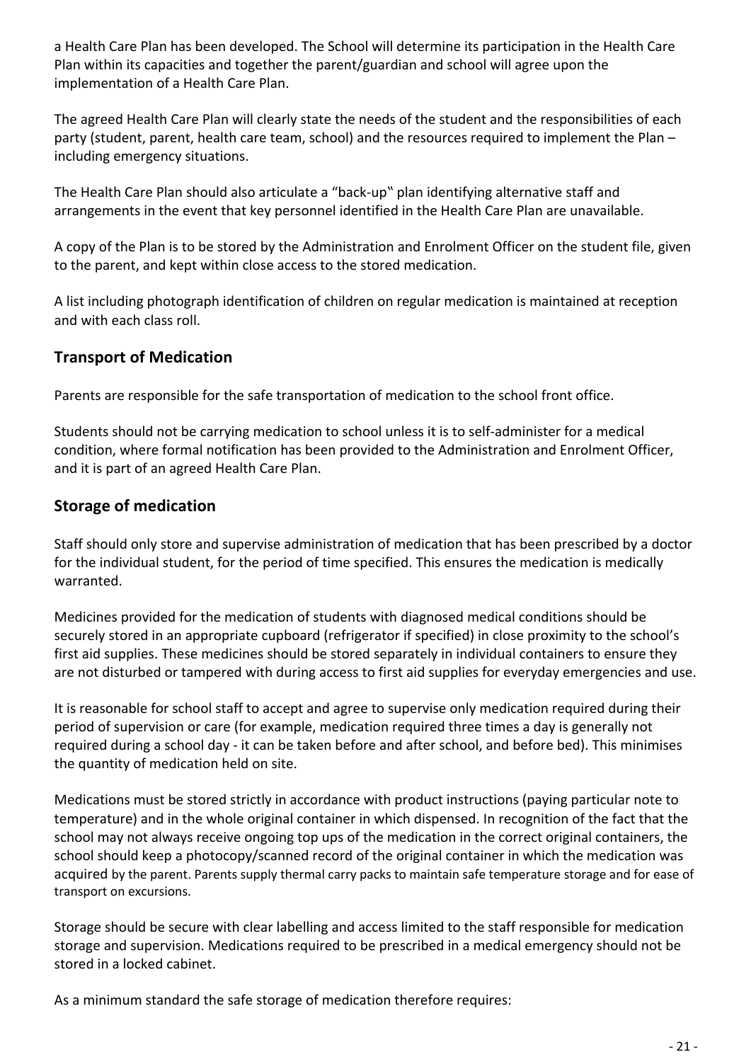a Health Care Plan has been developed. The School will determine its participation in the Health Care Plan within its capacities and together the parent/guardian and school will agree upon the implementation of a Health Care Plan.

The agreed Health Care Plan will clearly state the needs of the student and the responsibilities of each party (student, parent, health care team, school) and the resources required to implement the Plan – including emergency situations.

The Health Care Plan should also articulate a "back-up" plan identifying alternative staff and arrangements in the event that key personnel identified in the Health Care Plan are unavailable.

A copy of the Plan is to be stored by the Administration and Enrolment Officer on the student file, given to the parent, and kept within close access to the stored medication.

A list including photograph identification of children on regular medication is maintained at reception and with each class roll.

## Transport of Medication

Parents are responsible for the safe transportation of medication to the school front office.

Students should not be carrying medication to school unless it is to self-administer for a medical condition, where formal notification has been provided to the Administration and Enrolment Officer, and it is part of an agreed Health Care Plan.

## Storage of medication

Staff should only store and supervise administration of medication that has been prescribed by a doctor for the individual student, for the period of time specified. This ensures the medication is medically warranted.

Medicines provided for the medication of students with diagnosed medical conditions should be securely stored in an appropriate cupboard (refrigerator if specified) in close proximity to the school's first aid supplies. These medicines should be stored separately in individual containers to ensure they are not disturbed or tampered with during access to first aid supplies for everyday emergencies and use.

It is reasonable for school staff to accept and agree to supervise only medication required during their period of supervision or care (for example, medication required three times a day is generally not required during a school day - it can be taken before and after school, and before bed). This minimises the quantity of medication held on site.

Medications must be stored strictly in accordance with product instructions (paying particular note to temperature) and in the whole original container in which dispensed. In recognition of the fact that the school may not always receive ongoing top ups of the medication in the correct original containers, the school should keep a photocopy/scanned record of the original container in which the medication was acquired by the parent. Parents supply thermal carry packs to maintain safe temperature storage and for ease of transport on excursions.

Storage should be secure with clear labelling and access limited to the staff responsible for medication storage and supervision. Medications required to be prescribed in a medical emergency should not be stored in a locked cabinet.

As a minimum standard the safe storage of medication therefore requires: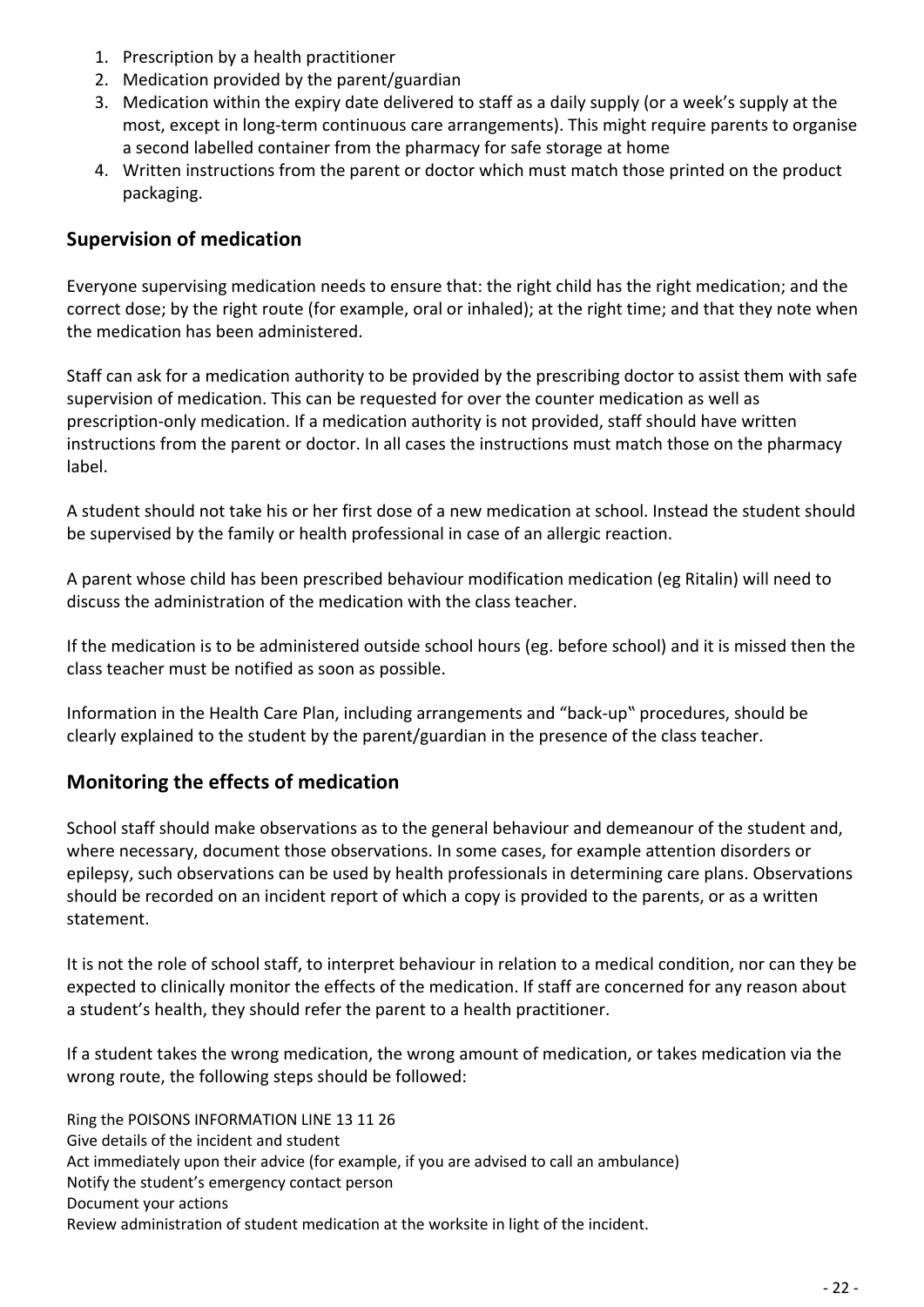1. Prescription by a health practitioner
2. Medication provided by the parent/guardian
3. Medication within the expiry date delivered to staff as a daily supply (or a week's supply at the most, except in long-term continuous care arrangements). This might require parents to organise a second labelled container from the pharmacy for safe storage at home
4. Written instructions from the parent or doctor which must match those printed on the product packaging.

## Supervision of medication

Everyone supervising medication needs to ensure that: the right child has the right medication; and the correct dose; by the right route (for example, oral or inhaled); at the right time; and that they note when the medication has been administered.

Staff can ask for a medication authority to be provided by the prescribing doctor to assist them with safe supervision of medication. This can be requested for over the counter medication as well as prescription-only medication. If a medication authority is not provided, staff should have written instructions from the parent or doctor. In all cases the instructions must match those on the pharmacy label.

A student should not take his or her first dose of a new medication at school. Instead the student should be supervised by the family or health professional in case of an allergic reaction.

A parent whose child has been prescribed behaviour modification medication (eg Ritalin) will need to discuss the administration of the medication with the class teacher.

If the medication is to be administered outside school hours (eg. before school) and it is missed then the class teacher must be notified as soon as possible.

Information in the Health Care Plan, including arrangements and "back-up‟ procedures, should be clearly explained to the student by the parent/guardian in the presence of the class teacher.

## Monitoring the effects of medication

School staff should make observations as to the general behaviour and demeanour of the student and, where necessary, document those observations. In some cases, for example attention disorders or epilepsy, such observations can be used by health professionals in determining care plans. Observations should be recorded on an incident report of which a copy is provided to the parents, or as a written statement.

It is not the role of school staff, to interpret behaviour in relation to a medical condition, nor can they be expected to clinically monitor the effects of the medication. If staff are concerned for any reason about a student's health, they should refer the parent to a health practitioner.

If a student takes the wrong medication, the wrong amount of medication, or takes medication via the wrong route, the following steps should be followed:

Ring the POISONS INFORMATION LINE 13 11 26
Give details of the incident and student
Act immediately upon their advice (for example, if you are advised to call an ambulance)
Notify the student's emergency contact person
Document your actions
Review administration of student medication at the worksite in light of the incident.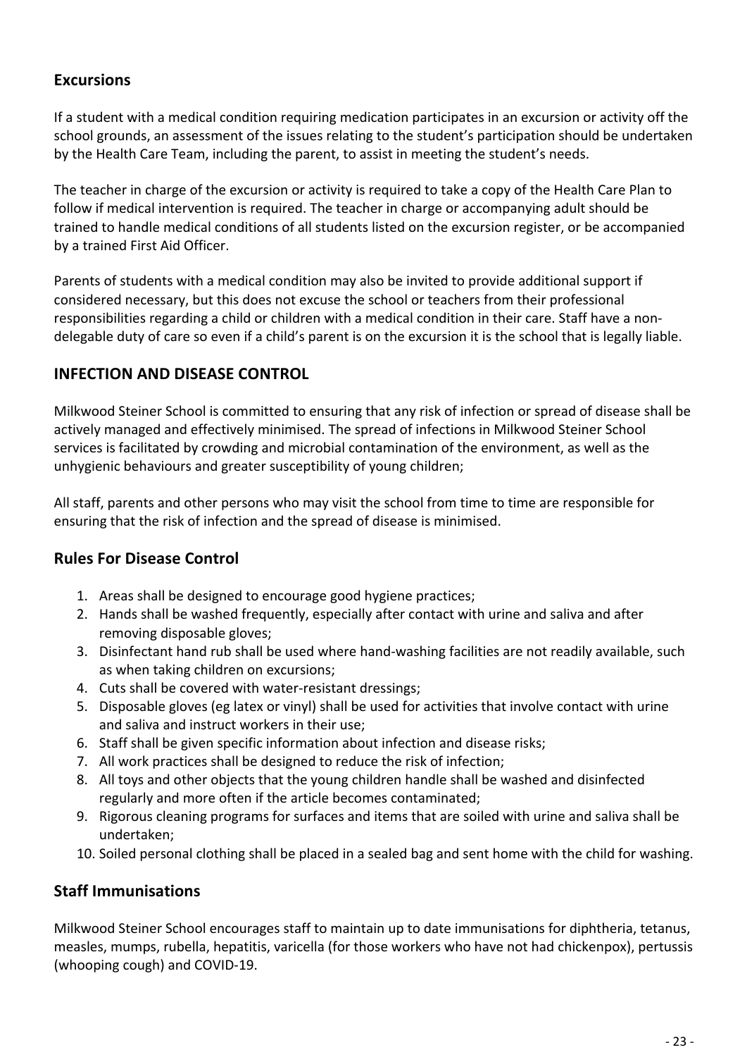## Excursions

If a student with a medical condition requiring medication participates in an excursion or activity off the school grounds, an assessment of the issues relating to the student's participation should be undertaken by the Health Care Team, including the parent, to assist in meeting the student's needs.

The teacher in charge of the excursion or activity is required to take a copy of the Health Care Plan to follow if medical intervention is required. The teacher in charge or accompanying adult should be trained to handle medical conditions of all students listed on the excursion register, or be accompanied by a trained First Aid Officer.

Parents of students with a medical condition may also be invited to provide additional support if considered necessary, but this does not excuse the school or teachers from their professional responsibilities regarding a child or children with a medical condition in their care. Staff have a non-delegable duty of care so even if a child's parent is on the excursion it is the school that is legally liable.

## INFECTION AND DISEASE CONTROL

Milkwood Steiner School is committed to ensuring that any risk of infection or spread of disease shall be actively managed and effectively minimised. The spread of infections in Milkwood Steiner School services is facilitated by crowding and microbial contamination of the environment, as well as the unhygienic behaviours and greater susceptibility of young children;

All staff, parents and other persons who may visit the school from time to time are responsible for ensuring that the risk of infection and the spread of disease is minimised.

## Rules For Disease Control

1. Areas shall be designed to encourage good hygiene practices;
2. Hands shall be washed frequently, especially after contact with urine and saliva and after removing disposable gloves;
3. Disinfectant hand rub shall be used where hand-washing facilities are not readily available, such as when taking children on excursions;
4. Cuts shall be covered with water-resistant dressings;
5. Disposable gloves (eg latex or vinyl) shall be used for activities that involve contact with urine and saliva and instruct workers in their use;
6. Staff shall be given specific information about infection and disease risks;
7. All work practices shall be designed to reduce the risk of infection;
8. All toys and other objects that the young children handle shall be washed and disinfected regularly and more often if the article becomes contaminated;
9. Rigorous cleaning programs for surfaces and items that are soiled with urine and saliva shall be undertaken;
10. Soiled personal clothing shall be placed in a sealed bag and sent home with the child for washing.

## Staff Immunisations

Milkwood Steiner School encourages staff to maintain up to date immunisations for diphtheria, tetanus, measles, mumps, rubella, hepatitis, varicella (for those workers who have not had chickenpox), pertussis (whooping cough) and COVID-19.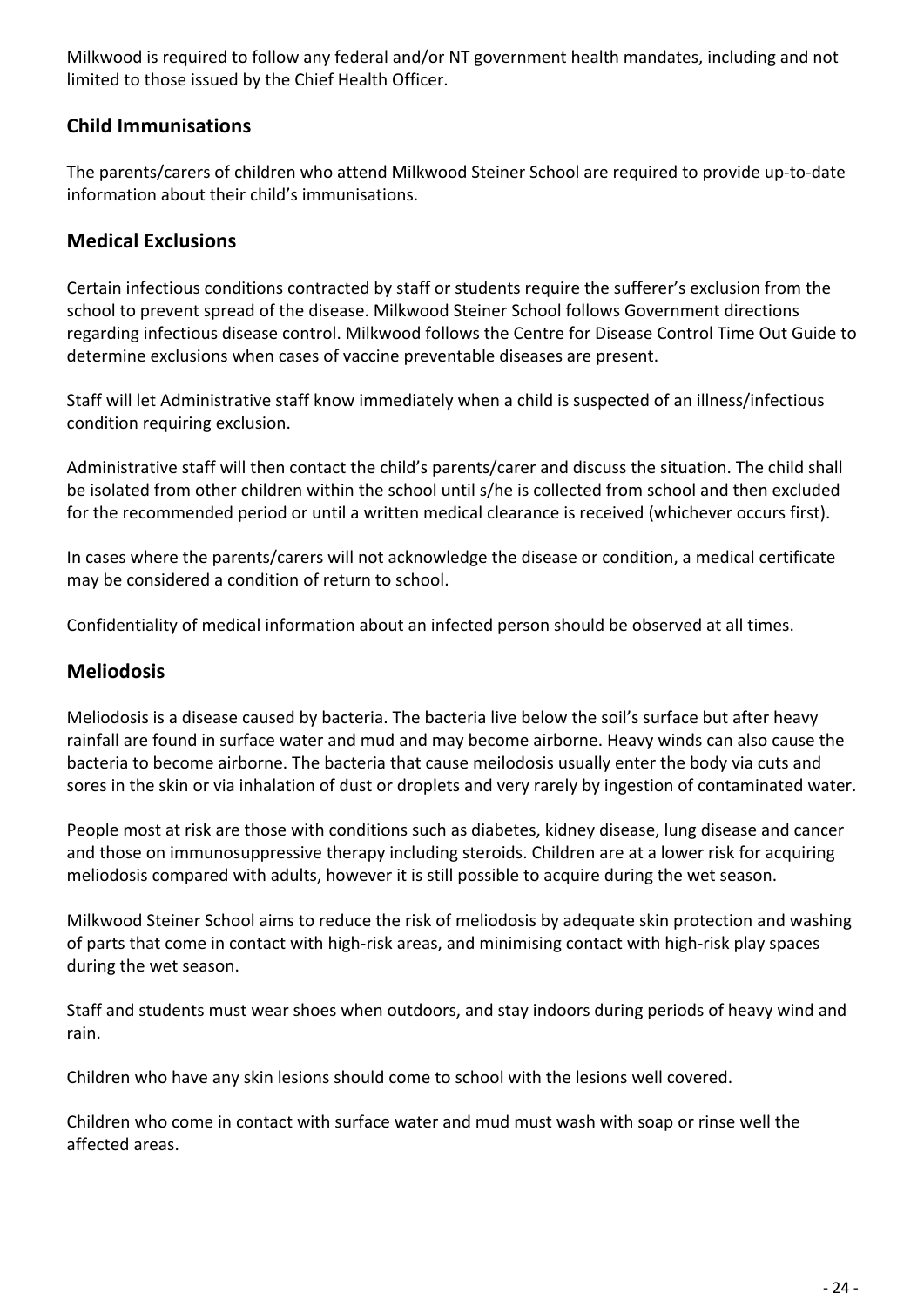Milkwood is required to follow any federal and/or NT government health mandates, including and not limited to those issued by the Chief Health Officer.

## Child Immunisations

The parents/carers of children who attend Milkwood Steiner School are required to provide up-to-date information about their child's immunisations.

## Medical Exclusions

Certain infectious conditions contracted by staff or students require the sufferer's exclusion from the school to prevent spread of the disease. Milkwood Steiner School follows Government directions regarding infectious disease control. Milkwood follows the Centre for Disease Control Time Out Guide to determine exclusions when cases of vaccine preventable diseases are present.

Staff will let Administrative staff know immediately when a child is suspected of an illness/infectious condition requiring exclusion.

Administrative staff will then contact the child's parents/carer and discuss the situation. The child shall be isolated from other children within the school until s/he is collected from school and then excluded for the recommended period or until a written medical clearance is received (whichever occurs first).

In cases where the parents/carers will not acknowledge the disease or condition, a medical certificate may be considered a condition of return to school.

Confidentiality of medical information about an infected person should be observed at all times.

## Meliodosis

Meliodosis is a disease caused by bacteria. The bacteria live below the soil's surface but after heavy rainfall are found in surface water and mud and may become airborne. Heavy winds can also cause the bacteria to become airborne. The bacteria that cause meilodosis usually enter the body via cuts and sores in the skin or via inhalation of dust or droplets and very rarely by ingestion of contaminated water.

People most at risk are those with conditions such as diabetes, kidney disease, lung disease and cancer and those on immunosuppressive therapy including steroids. Children are at a lower risk for acquiring meliodosis compared with adults, however it is still possible to acquire during the wet season.

Milkwood Steiner School aims to reduce the risk of meliodosis by adequate skin protection and washing of parts that come in contact with high-risk areas, and minimising contact with high-risk play spaces during the wet season.

Staff and students must wear shoes when outdoors, and stay indoors during periods of heavy wind and rain.

Children who have any skin lesions should come to school with the lesions well covered.

Children who come in contact with surface water and mud must wash with soap or rinse well the affected areas.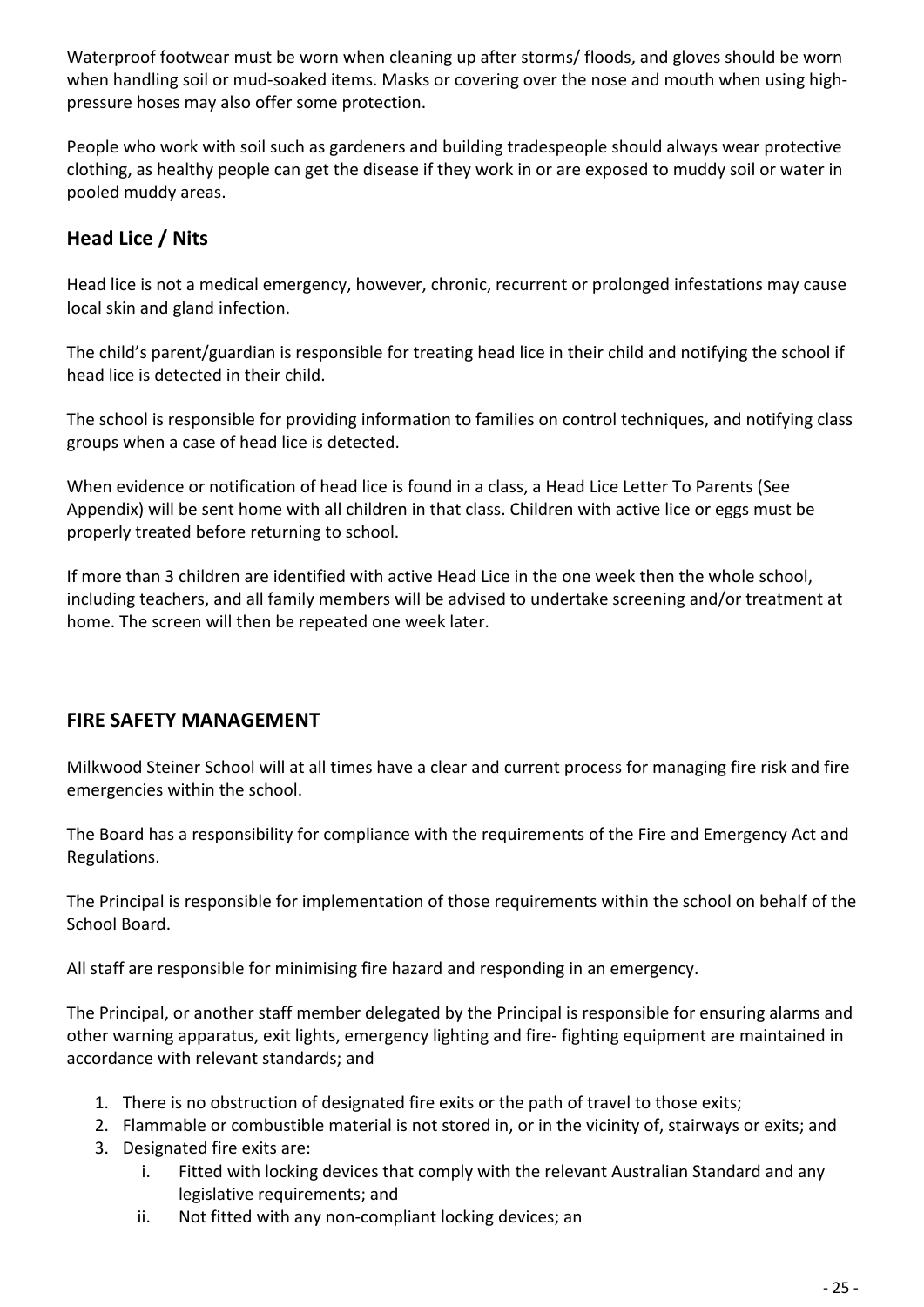Waterproof footwear must be worn when cleaning up after storms/ floods, and gloves should be worn when handling soil or mud-soaked items. Masks or covering over the nose and mouth when using high-pressure hoses may also offer some protection.

People who work with soil such as gardeners and building tradespeople should always wear protective clothing, as healthy people can get the disease if they work in or are exposed to muddy soil or water in pooled muddy areas.

### Head Lice / Nits

Head lice is not a medical emergency, however, chronic, recurrent or prolonged infestations may cause local skin and gland infection.

The child's parent/guardian is responsible for treating head lice in their child and notifying the school if head lice is detected in their child.

The school is responsible for providing information to families on control techniques, and notifying class groups when a case of head lice is detected.

When evidence or notification of head lice is found in a class, a Head Lice Letter To Parents (See Appendix) will be sent home with all children in that class. Children with active lice or eggs must be properly treated before returning to school.

If more than 3 children are identified with active Head Lice in the one week then the whole school, including teachers, and all family members will be advised to undertake screening and/or treatment at home. The screen will then be repeated one week later.

## FIRE SAFETY MANAGEMENT

Milkwood Steiner School will at all times have a clear and current process for managing fire risk and fire emergencies within the school.

The Board has a responsibility for compliance with the requirements of the Fire and Emergency Act and Regulations.

The Principal is responsible for implementation of those requirements within the school on behalf of the School Board.

All staff are responsible for minimising fire hazard and responding in an emergency.

The Principal, or another staff member delegated by the Principal is responsible for ensuring alarms and other warning apparatus, exit lights, emergency lighting and fire- fighting equipment are maintained in accordance with relevant standards; and

1. There is no obstruction of designated fire exits or the path of travel to those exits;
2. Flammable or combustible material is not stored in, or in the vicinity of, stairways or exits; and
3. Designated fire exits are:
    i. Fitted with locking devices that comply with the relevant Australian Standard and any legislative requirements; and
    ii. Not fitted with any non-compliant locking devices; an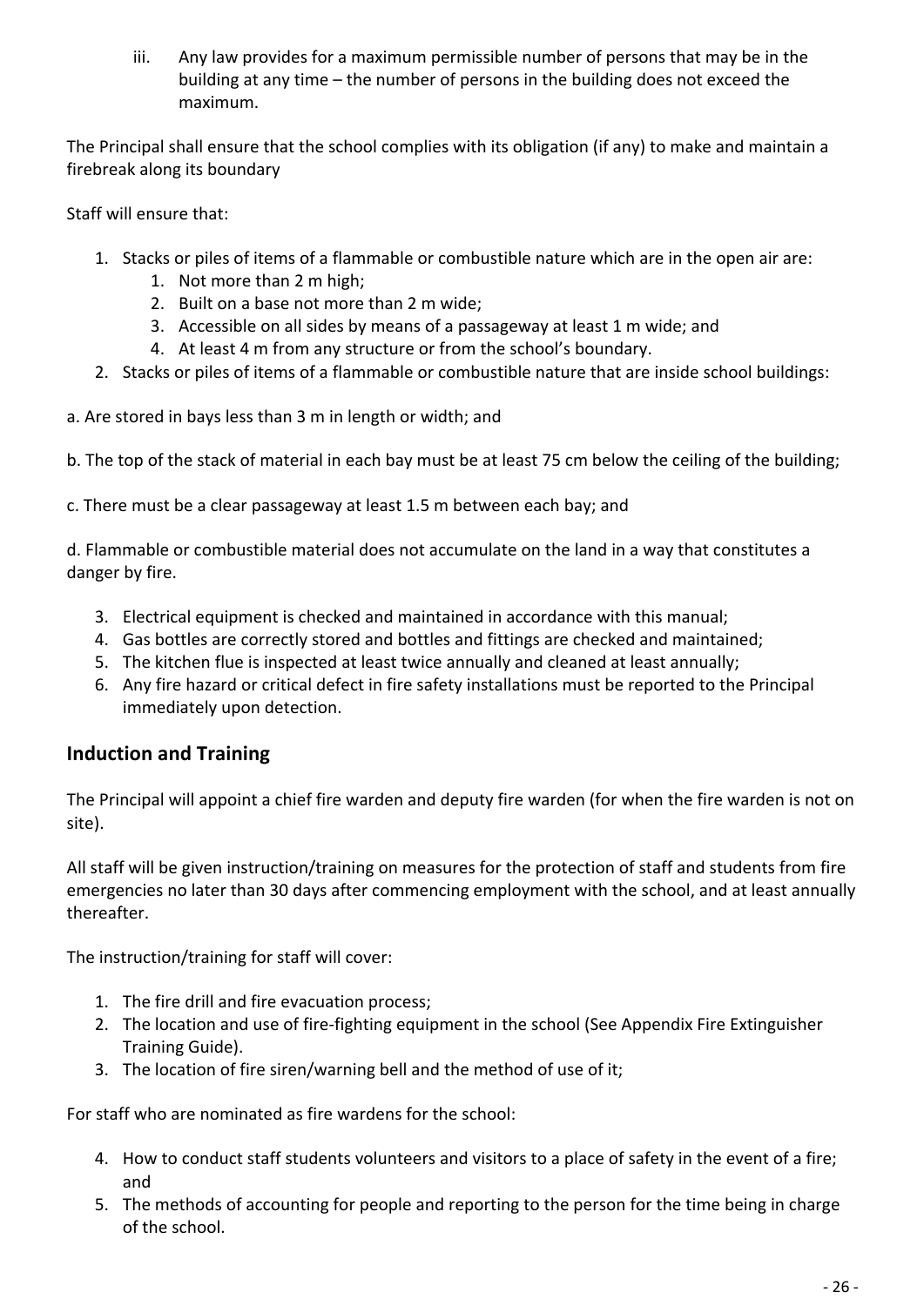iii. Any law provides for a maximum permissible number of persons that may be in the building at any time – the number of persons in the building does not exceed the maximum.

The Principal shall ensure that the school complies with its obligation (if any) to make and maintain a firebreak along its boundary

Staff will ensure that:

1. Stacks or piles of items of a flammable or combustible nature which are in the open air are:
    1. Not more than 2 m high;
    2. Built on a base not more than 2 m wide;
    3. Accessible on all sides by means of a passageway at least 1 m wide; and
    4. At least 4 m from any structure or from the school's boundary.
2. Stacks or piles of items of a flammable or combustible nature that are inside school buildings:

a. Are stored in bays less than 3 m in length or width; and

b. The top of the stack of material in each bay must be at least 75 cm below the ceiling of the building;

c. There must be a clear passageway at least 1.5 m between each bay; and

d. Flammable or combustible material does not accumulate on the land in a way that constitutes a danger by fire.

3. Electrical equipment is checked and maintained in accordance with this manual;
4. Gas bottles are correctly stored and bottles and fittings are checked and maintained;
5. The kitchen flue is inspected at least twice annually and cleaned at least annually;
6. Any fire hazard or critical defect in fire safety installations must be reported to the Principal immediately upon detection.

## Induction and Training

The Principal will appoint a chief fire warden and deputy fire warden (for when the fire warden is not on site).

All staff will be given instruction/training on measures for the protection of staff and students from fire emergencies no later than 30 days after commencing employment with the school, and at least annually thereafter.

The instruction/training for staff will cover:

1. The fire drill and fire evacuation process;
2. The location and use of fire-fighting equipment in the school (See Appendix Fire Extinguisher Training Guide).
3. The location of fire siren/warning bell and the method of use of it;

For staff who are nominated as fire wardens for the school:

4. How to conduct staff students volunteers and visitors to a place of safety in the event of a fire; and
5. The methods of accounting for people and reporting to the person for the time being in charge of the school.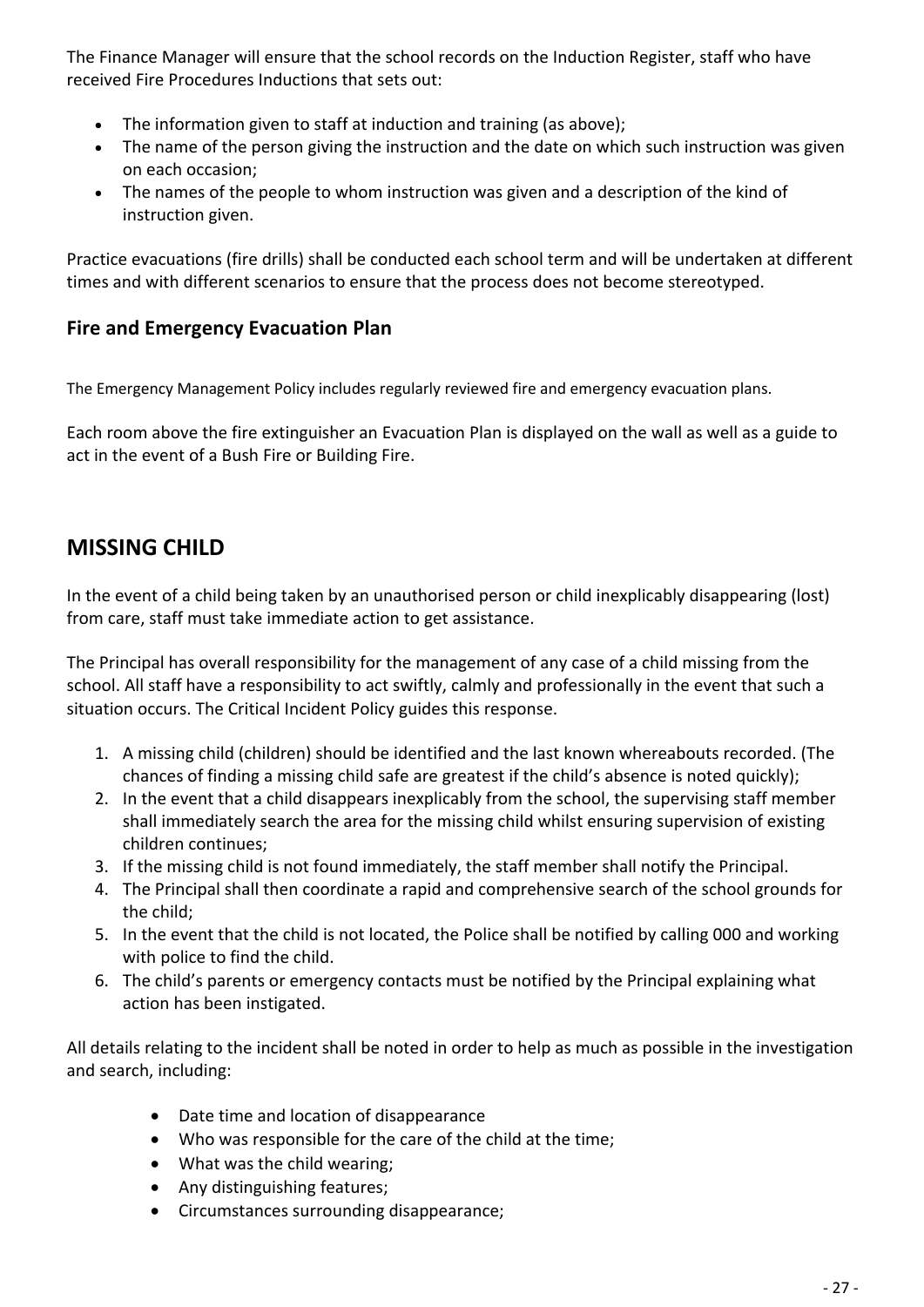The Finance Manager will ensure that the school records on the Induction Register, staff who have received Fire Procedures Inductions that sets out:

- The information given to staff at induction and training (as above);
- The name of the person giving the instruction and the date on which such instruction was given on each occasion;
- The names of the people to whom instruction was given and a description of the kind of instruction given.

Practice evacuations (fire drills) shall be conducted each school term and will be undertaken at different times and with different scenarios to ensure that the process does not become stereotyped.

### Fire and Emergency Evacuation Plan

The Emergency Management Policy includes regularly reviewed fire and emergency evacuation plans.

Each room above the fire extinguisher an Evacuation Plan is displayed on the wall as well as a guide to act in the event of a Bush Fire or Building Fire.

## MISSING CHILD

In the event of a child being taken by an unauthorised person or child inexplicably disappearing (lost) from care, staff must take immediate action to get assistance.

The Principal has overall responsibility for the management of any case of a child missing from the school. All staff have a responsibility to act swiftly, calmly and professionally in the event that such a situation occurs. The Critical Incident Policy guides this response.

1. A missing child (children) should be identified and the last known whereabouts recorded. (The chances of finding a missing child safe are greatest if the child's absence is noted quickly);
2. In the event that a child disappears inexplicably from the school, the supervising staff member shall immediately search the area for the missing child whilst ensuring supervision of existing children continues;
3. If the missing child is not found immediately, the staff member shall notify the Principal.
4. The Principal shall then coordinate a rapid and comprehensive search of the school grounds for the child;
5. In the event that the child is not located, the Police shall be notified by calling 000 and working with police to find the child.
6. The child's parents or emergency contacts must be notified by the Principal explaining what action has been instigated.

All details relating to the incident shall be noted in order to help as much as possible in the investigation and search, including:

- Date time and location of disappearance
- Who was responsible for the care of the child at the time;
- What was the child wearing;
- Any distinguishing features;
- Circumstances surrounding disappearance;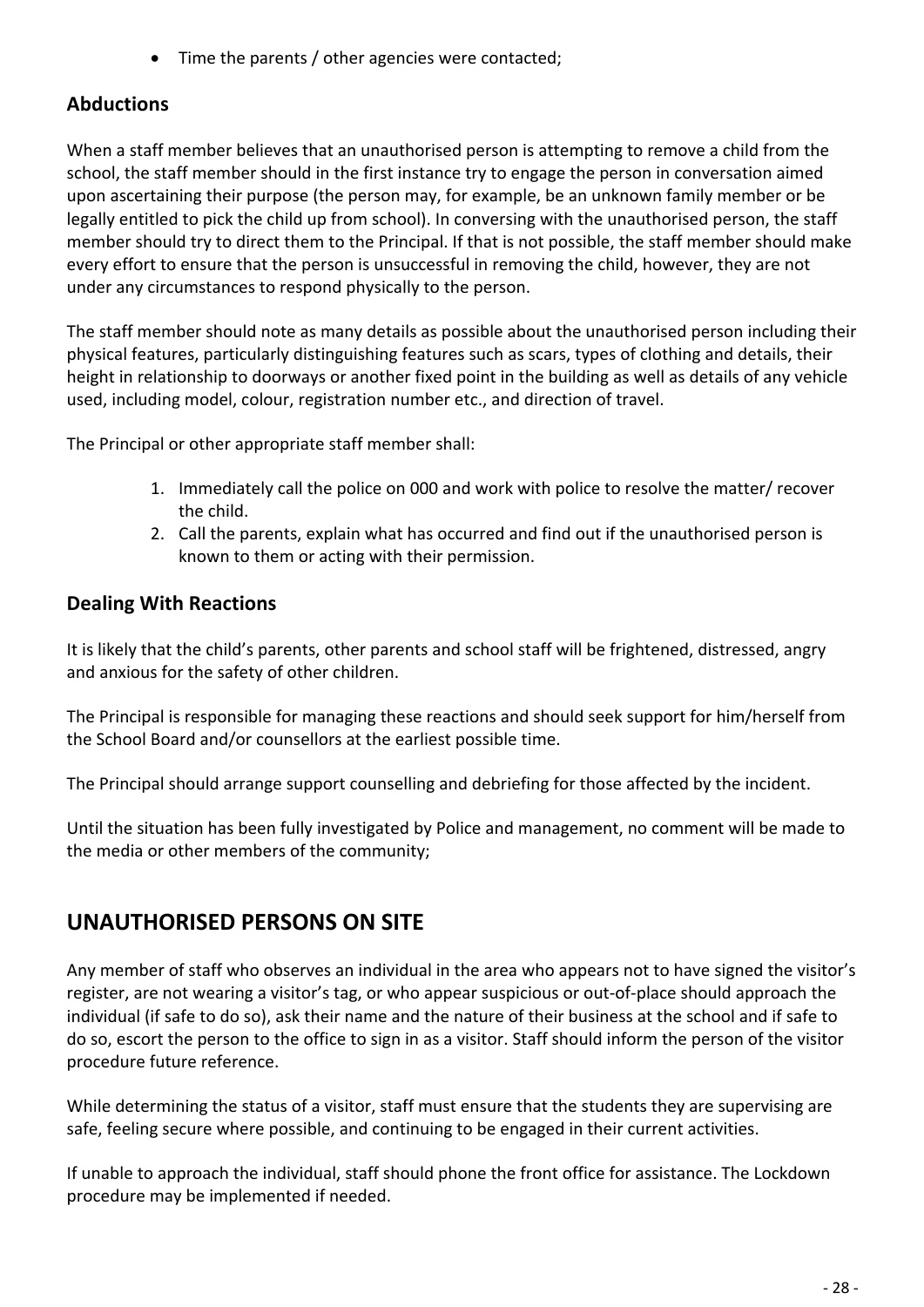- Time the parents / other agencies were contacted;

### Abductions

When a staff member believes that an unauthorised person is attempting to remove a child from the school, the staff member should in the first instance try to engage the person in conversation aimed upon ascertaining their purpose (the person may, for example, be an unknown family member or be legally entitled to pick the child up from school). In conversing with the unauthorised person, the staff member should try to direct them to the Principal. If that is not possible, the staff member should make every effort to ensure that the person is unsuccessful in removing the child, however, they are not under any circumstances to respond physically to the person.

The staff member should note as many details as possible about the unauthorised person including their physical features, particularly distinguishing features such as scars, types of clothing and details, their height in relationship to doorways or another fixed point in the building as well as details of any vehicle used, including model, colour, registration number etc., and direction of travel.

The Principal or other appropriate staff member shall:

1. Immediately call the police on 000 and work with police to resolve the matter/ recover the child.
2. Call the parents, explain what has occurred and find out if the unauthorised person is known to them or acting with their permission.

### Dealing With Reactions

It is likely that the child's parents, other parents and school staff will be frightened, distressed, angry and anxious for the safety of other children.

The Principal is responsible for managing these reactions and should seek support for him/herself from the School Board and/or counsellors at the earliest possible time.

The Principal should arrange support counselling and debriefing for those affected by the incident.

Until the situation has been fully investigated by Police and management, no comment will be made to the media or other members of the community;

## UNAUTHORISED PERSONS ON SITE

Any member of staff who observes an individual in the area who appears not to have signed the visitor's register, are not wearing a visitor's tag, or who appear suspicious or out-of-place should approach the individual (if safe to do so), ask their name and the nature of their business at the school and if safe to do so, escort the person to the office to sign in as a visitor. Staff should inform the person of the visitor procedure future reference.

While determining the status of a visitor, staff must ensure that the students they are supervising are safe, feeling secure where possible, and continuing to be engaged in their current activities.

If unable to approach the individual, staff should phone the front office for assistance. The Lockdown procedure may be implemented if needed.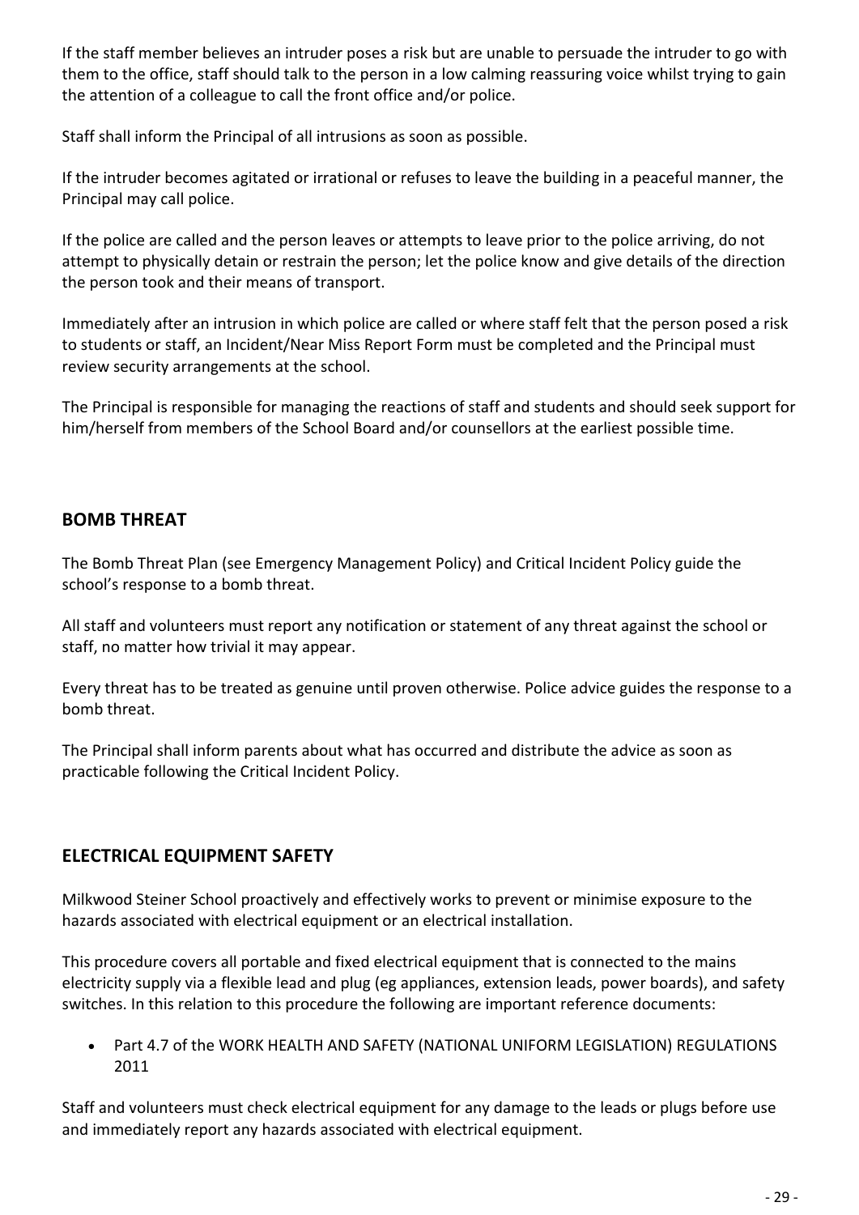If the staff member believes an intruder poses a risk but are unable to persuade the intruder to go with them to the office, staff should talk to the person in a low calming reassuring voice whilst trying to gain the attention of a colleague to call the front office and/or police.

Staff shall inform the Principal of all intrusions as soon as possible.

If the intruder becomes agitated or irrational or refuses to leave the building in a peaceful manner, the Principal may call police.

If the police are called and the person leaves or attempts to leave prior to the police arriving, do not attempt to physically detain or restrain the person; let the police know and give details of the direction the person took and their means of transport.

Immediately after an intrusion in which police are called or where staff felt that the person posed a risk to students or staff, an Incident/Near Miss Report Form must be completed and the Principal must review security arrangements at the school.

The Principal is responsible for managing the reactions of staff and students and should seek support for him/herself from members of the School Board and/or counsellors at the earliest possible time.

## BOMB THREAT

The Bomb Threat Plan (see Emergency Management Policy) and Critical Incident Policy guide the school's response to a bomb threat.

All staff and volunteers must report any notification or statement of any threat against the school or staff, no matter how trivial it may appear.

Every threat has to be treated as genuine until proven otherwise. Police advice guides the response to a bomb threat.

The Principal shall inform parents about what has occurred and distribute the advice as soon as practicable following the Critical Incident Policy.

## ELECTRICAL EQUIPMENT SAFETY

Milkwood Steiner School proactively and effectively works to prevent or minimise exposure to the hazards associated with electrical equipment or an electrical installation.

This procedure covers all portable and fixed electrical equipment that is connected to the mains electricity supply via a flexible lead and plug (eg appliances, extension leads, power boards), and safety switches. In this relation to this procedure the following are important reference documents:

- Part 4.7 of the WORK HEALTH AND SAFETY (NATIONAL UNIFORM LEGISLATION) REGULATIONS 2011

Staff and volunteers must check electrical equipment for any damage to the leads or plugs before use and immediately report any hazards associated with electrical equipment.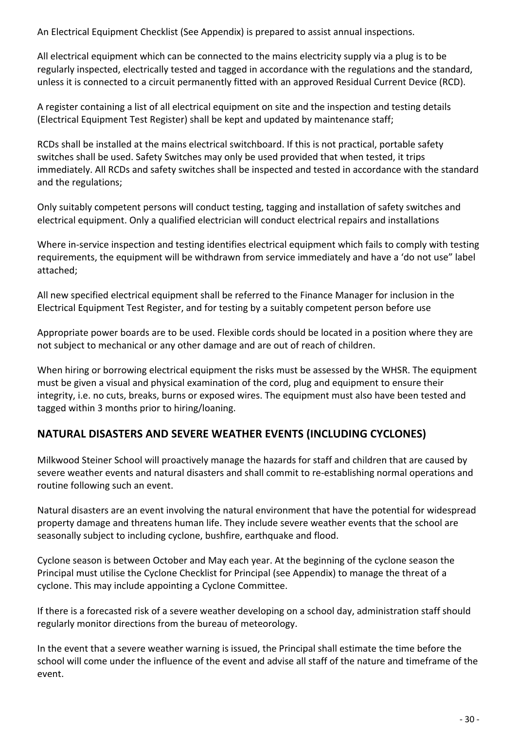An Electrical Equipment Checklist (See Appendix) is prepared to assist annual inspections.

All electrical equipment which can be connected to the mains electricity supply via a plug is to be regularly inspected, electrically tested and tagged in accordance with the regulations and the standard, unless it is connected to a circuit permanently fitted with an approved Residual Current Device (RCD).

A register containing a list of all electrical equipment on site and the inspection and testing details (Electrical Equipment Test Register) shall be kept and updated by maintenance staff;

RCDs shall be installed at the mains electrical switchboard. If this is not practical, portable safety switches shall be used. Safety Switches may only be used provided that when tested, it trips immediately. All RCDs and safety switches shall be inspected and tested in accordance with the standard and the regulations;

Only suitably competent persons will conduct testing, tagging and installation of safety switches and electrical equipment. Only a qualified electrician will conduct electrical repairs and installations

Where in-service inspection and testing identifies electrical equipment which fails to comply with testing requirements, the equipment will be withdrawn from service immediately and have a 'do not use" label attached;

All new specified electrical equipment shall be referred to the Finance Manager for inclusion in the Electrical Equipment Test Register, and for testing by a suitably competent person before use

Appropriate power boards are to be used. Flexible cords should be located in a position where they are not subject to mechanical or any other damage and are out of reach of children.

When hiring or borrowing electrical equipment the risks must be assessed by the WHSR. The equipment must be given a visual and physical examination of the cord, plug and equipment to ensure their integrity, i.e. no cuts, breaks, burns or exposed wires. The equipment must also have been tested and tagged within 3 months prior to hiring/loaning.

## NATURAL DISASTERS AND SEVERE WEATHER EVENTS (INCLUDING CYCLONES)

Milkwood Steiner School will proactively manage the hazards for staff and children that are caused by severe weather events and natural disasters and shall commit to re-establishing normal operations and routine following such an event.

Natural disasters are an event involving the natural environment that have the potential for widespread property damage and threatens human life. They include severe weather events that the school are seasonally subject to including cyclone, bushfire, earthquake and flood.

Cyclone season is between October and May each year. At the beginning of the cyclone season the Principal must utilise the Cyclone Checklist for Principal (see Appendix) to manage the threat of a cyclone. This may include appointing a Cyclone Committee.

If there is a forecasted risk of a severe weather developing on a school day, administration staff should regularly monitor directions from the bureau of meteorology.

In the event that a severe weather warning is issued, the Principal shall estimate the time before the school will come under the influence of the event and advise all staff of the nature and timeframe of the event.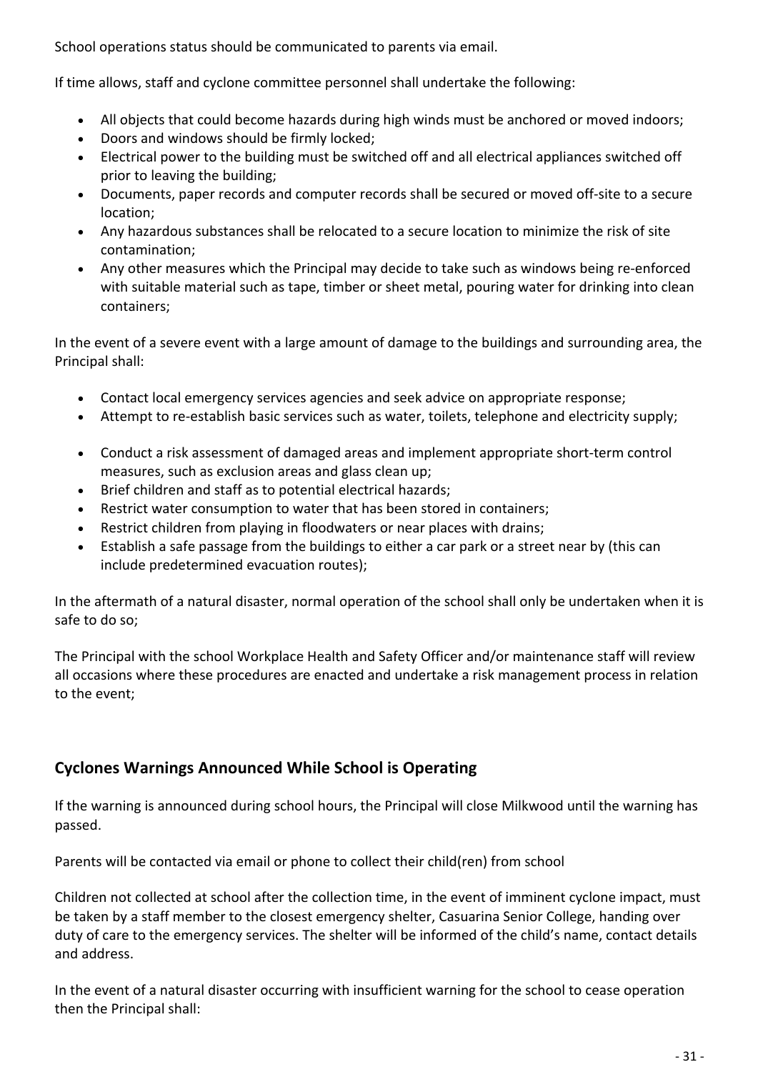School operations status should be communicated to parents via email.

If time allows, staff and cyclone committee personnel shall undertake the following:

- All objects that could become hazards during high winds must be anchored or moved indoors;
- Doors and windows should be firmly locked;
- Electrical power to the building must be switched off and all electrical appliances switched off prior to leaving the building;
- Documents, paper records and computer records shall be secured or moved off-site to a secure location;
- Any hazardous substances shall be relocated to a secure location to minimize the risk of site contamination;
- Any other measures which the Principal may decide to take such as windows being re-enforced with suitable material such as tape, timber or sheet metal, pouring water for drinking into clean containers;

In the event of a severe event with a large amount of damage to the buildings and surrounding area, the Principal shall:

- Contact local emergency services agencies and seek advice on appropriate response;
- Attempt to re-establish basic services such as water, toilets, telephone and electricity supply;
- Conduct a risk assessment of damaged areas and implement appropriate short-term control measures, such as exclusion areas and glass clean up;
- Brief children and staff as to potential electrical hazards;
- Restrict water consumption to water that has been stored in containers;
- Restrict children from playing in floodwaters or near places with drains;
- Establish a safe passage from the buildings to either a car park or a street near by (this can include predetermined evacuation routes);

In the aftermath of a natural disaster, normal operation of the school shall only be undertaken when it is safe to do so;

The Principal with the school Workplace Health and Safety Officer and/or maintenance staff will review all occasions where these procedures are enacted and undertake a risk management process in relation to the event;

## Cyclones Warnings Announced While School is Operating

If the warning is announced during school hours, the Principal will close Milkwood until the warning has passed.

Parents will be contacted via email or phone to collect their child(ren) from school

Children not collected at school after the collection time, in the event of imminent cyclone impact, must be taken by a staff member to the closest emergency shelter, Casuarina Senior College, handing over duty of care to the emergency services. The shelter will be informed of the child's name, contact details and address.

In the event of a natural disaster occurring with insufficient warning for the school to cease operation then the Principal shall: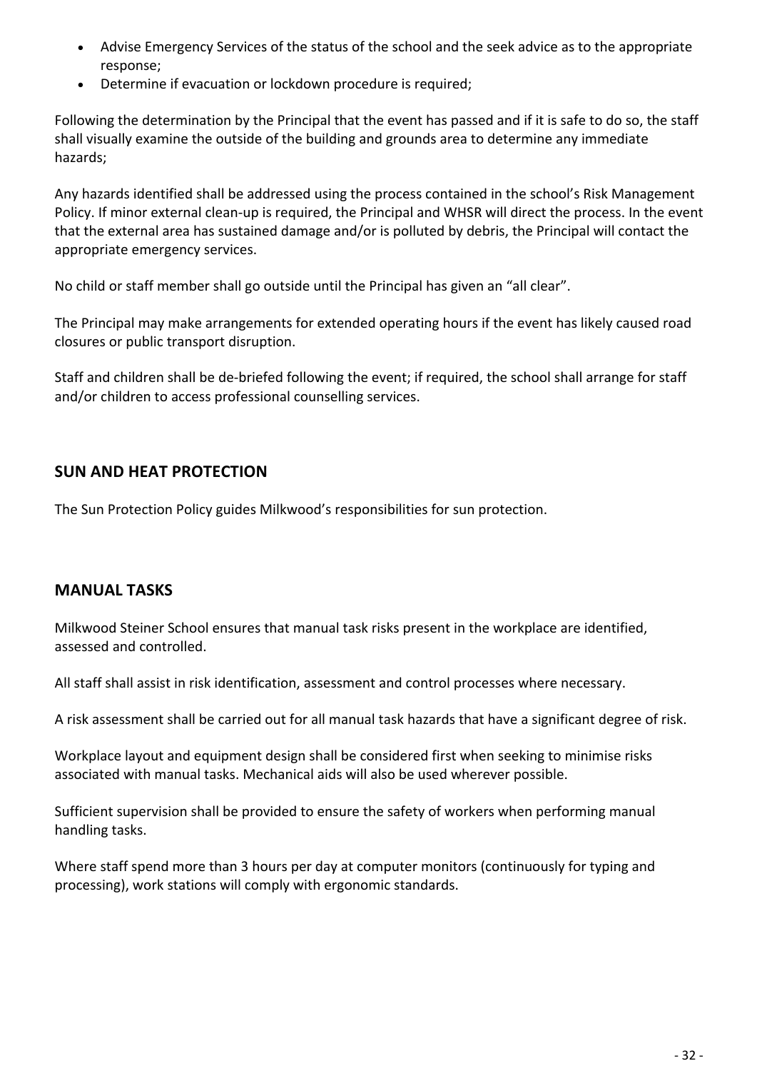- Advise Emergency Services of the status of the school and the seek advice as to the appropriate response;
- Determine if evacuation or lockdown procedure is required;

Following the determination by the Principal that the event has passed and if it is safe to do so, the staff shall visually examine the outside of the building and grounds area to determine any immediate hazards;

Any hazards identified shall be addressed using the process contained in the school's Risk Management Policy. If minor external clean-up is required, the Principal and WHSR will direct the process. In the event that the external area has sustained damage and/or is polluted by debris, the Principal will contact the appropriate emergency services.

No child or staff member shall go outside until the Principal has given an "all clear".

The Principal may make arrangements for extended operating hours if the event has likely caused road closures or public transport disruption.

Staff and children shall be de-briefed following the event; if required, the school shall arrange for staff and/or children to access professional counselling services.

## SUN AND HEAT PROTECTION

The Sun Protection Policy guides Milkwood's responsibilities for sun protection.

## MANUAL TASKS

Milkwood Steiner School ensures that manual task risks present in the workplace are identified, assessed and controlled.

All staff shall assist in risk identification, assessment and control processes where necessary.

A risk assessment shall be carried out for all manual task hazards that have a significant degree of risk.

Workplace layout and equipment design shall be considered first when seeking to minimise risks associated with manual tasks. Mechanical aids will also be used wherever possible.

Sufficient supervision shall be provided to ensure the safety of workers when performing manual handling tasks.

Where staff spend more than 3 hours per day at computer monitors (continuously for typing and processing), work stations will comply with ergonomic standards.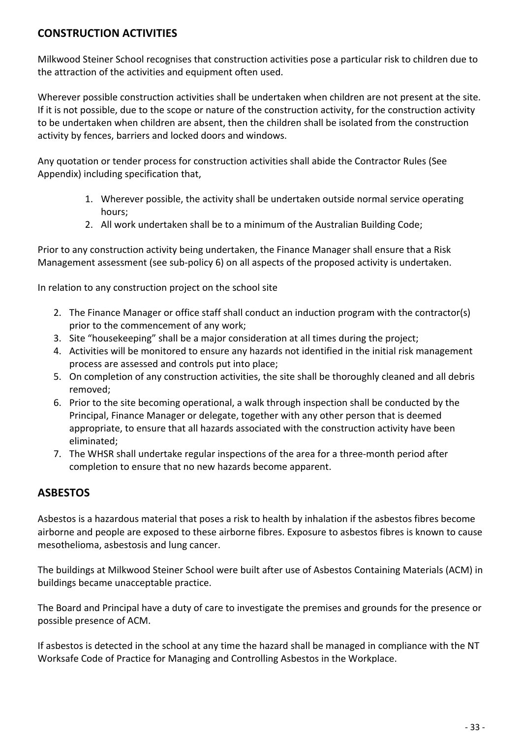## CONSTRUCTION ACTIVITIES

Milkwood Steiner School recognises that construction activities pose a particular risk to children due to the attraction of the activities and equipment often used.

Wherever possible construction activities shall be undertaken when children are not present at the site. If it is not possible, due to the scope or nature of the construction activity, for the construction activity to be undertaken when children are absent, then the children shall be isolated from the construction activity by fences, barriers and locked doors and windows.

Any quotation or tender process for construction activities shall abide the Contractor Rules (See Appendix) including specification that,

1. Wherever possible, the activity shall be undertaken outside normal service operating hours;
2. All work undertaken shall be to a minimum of the Australian Building Code;

Prior to any construction activity being undertaken, the Finance Manager shall ensure that a Risk Management assessment (see sub-policy 6) on all aspects of the proposed activity is undertaken.

In relation to any construction project on the school site

2. The Finance Manager or office staff shall conduct an induction program with the contractor(s) prior to the commencement of any work;
3. Site "housekeeping" shall be a major consideration at all times during the project;
4. Activities will be monitored to ensure any hazards not identified in the initial risk management process are assessed and controls put into place;
5. On completion of any construction activities, the site shall be thoroughly cleaned and all debris removed;
6. Prior to the site becoming operational, a walk through inspection shall be conducted by the Principal, Finance Manager or delegate, together with any other person that is deemed appropriate, to ensure that all hazards associated with the construction activity have been eliminated;
7. The WHSR shall undertake regular inspections of the area for a three-month period after completion to ensure that no new hazards become apparent.

## ASBESTOS

Asbestos is a hazardous material that poses a risk to health by inhalation if the asbestos fibres become airborne and people are exposed to these airborne fibres. Exposure to asbestos fibres is known to cause mesothelioma, asbestosis and lung cancer.

The buildings at Milkwood Steiner School were built after use of Asbestos Containing Materials (ACM) in buildings became unacceptable practice.

The Board and Principal have a duty of care to investigate the premises and grounds for the presence or possible presence of ACM.

If asbestos is detected in the school at any time the hazard shall be managed in compliance with the NT Worksafe Code of Practice for Managing and Controlling Asbestos in the Workplace.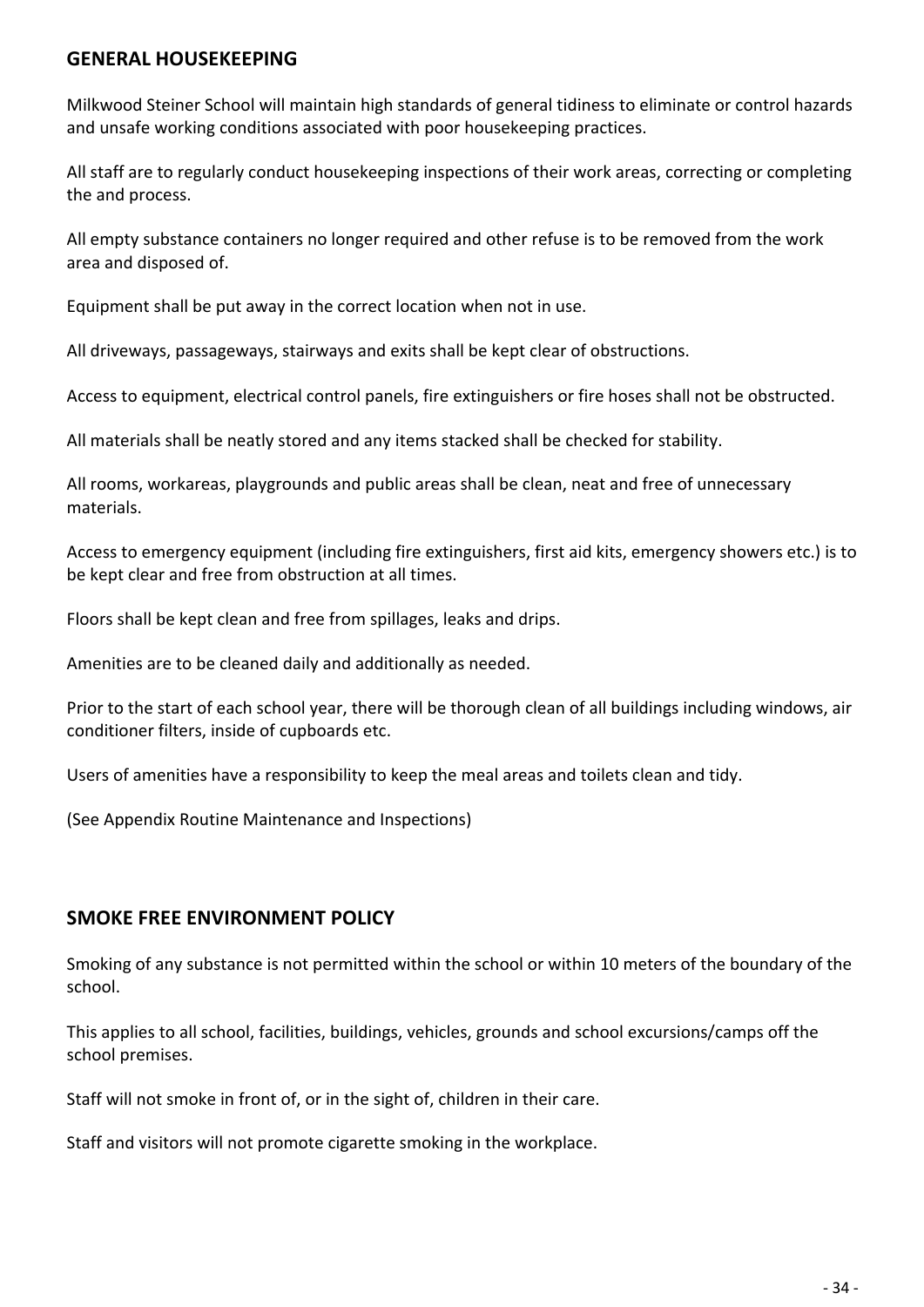## GENERAL HOUSEKEEPING

Milkwood Steiner School will maintain high standards of general tidiness to eliminate or control hazards and unsafe working conditions associated with poor housekeeping practices.

All staff are to regularly conduct housekeeping inspections of their work areas, correcting or completing the and process.

All empty substance containers no longer required and other refuse is to be removed from the work area and disposed of.

Equipment shall be put away in the correct location when not in use.

All driveways, passageways, stairways and exits shall be kept clear of obstructions.

Access to equipment, electrical control panels, fire extinguishers or fire hoses shall not be obstructed.

All materials shall be neatly stored and any items stacked shall be checked for stability.

All rooms, workareas, playgrounds and public areas shall be clean, neat and free of unnecessary materials.

Access to emergency equipment (including fire extinguishers, first aid kits, emergency showers etc.) is to be kept clear and free from obstruction at all times.

Floors shall be kept clean and free from spillages, leaks and drips.

Amenities are to be cleaned daily and additionally as needed.

Prior to the start of each school year, there will be thorough clean of all buildings including windows, air conditioner filters, inside of cupboards etc.

Users of amenities have a responsibility to keep the meal areas and toilets clean and tidy.

(See Appendix Routine Maintenance and Inspections)

## SMOKE FREE ENVIRONMENT POLICY

Smoking of any substance is not permitted within the school or within 10 meters of the boundary of the school.

This applies to all school, facilities, buildings, vehicles, grounds and school excursions/camps off the school premises.

Staff will not smoke in front of, or in the sight of, children in their care.

Staff and visitors will not promote cigarette smoking in the workplace.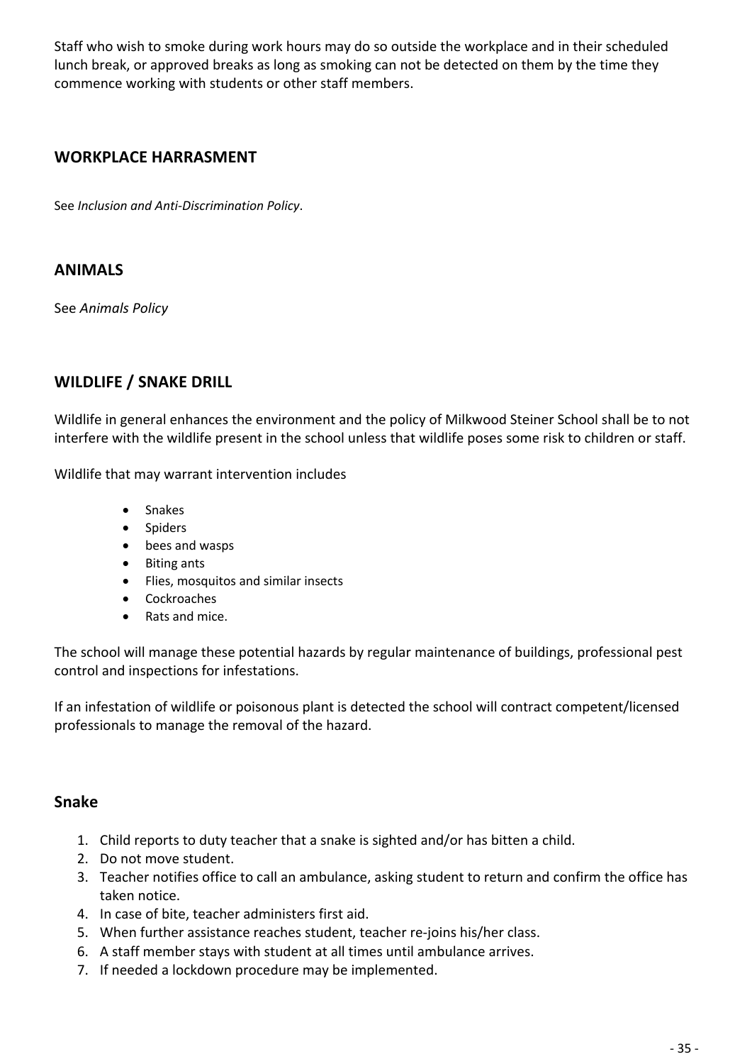Staff who wish to smoke during work hours may do so outside the workplace and in their scheduled lunch break, or approved breaks as long as smoking can not be detected on them by the time they commence working with students or other staff members.

## WORKPLACE HARRASMENT

See *Inclusion and Anti-Discrimination Policy*.

## ANIMALS

See *Animals Policy*

## WILDLIFE / SNAKE DRILL

Wildlife in general enhances the environment and the policy of Milkwood Steiner School shall be to not interfere with the wildlife present in the school unless that wildlife poses some risk to children or staff.

Wildlife that may warrant intervention includes

- Snakes
- Spiders
- bees and wasps
- Biting ants
- Flies, mosquitos and similar insects
- Cockroaches
- Rats and mice.

The school will manage these potential hazards by regular maintenance of buildings, professional pest control and inspections for infestations.

If an infestation of wildlife or poisonous plant is detected the school will contract competent/licensed professionals to manage the removal of the hazard.

### Snake

1. Child reports to duty teacher that a snake is sighted and/or has bitten a child.
2. Do not move student.
3. Teacher notifies office to call an ambulance, asking student to return and confirm the office has taken notice.
4. In case of bite, teacher administers first aid.
5. When further assistance reaches student, teacher re-joins his/her class.
6. A staff member stays with student at all times until ambulance arrives.
7. If needed a lockdown procedure may be implemented.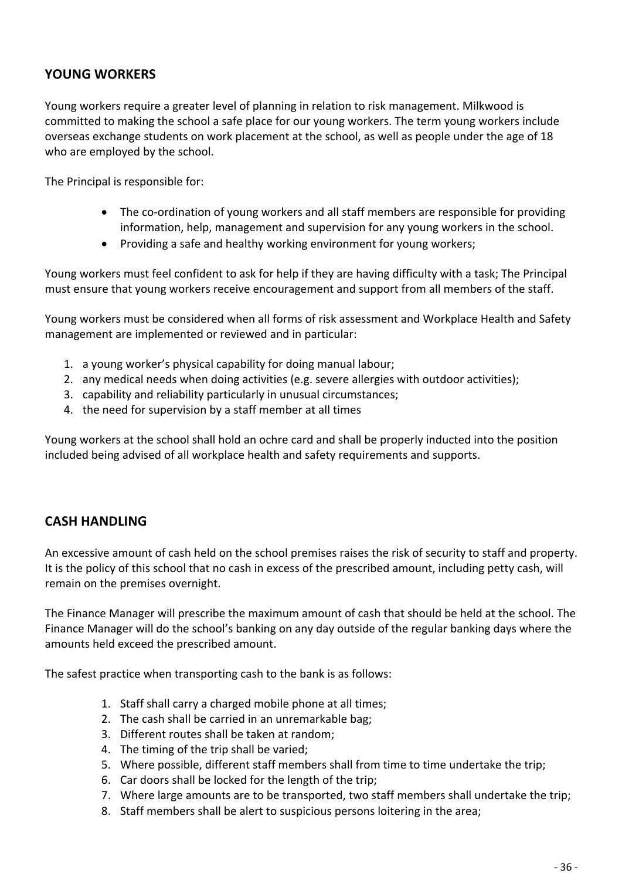## YOUNG WORKERS

Young workers require a greater level of planning in relation to risk management. Milkwood is committed to making the school a safe place for our young workers. The term young workers include overseas exchange students on work placement at the school, as well as people under the age of 18 who are employed by the school.

The Principal is responsible for:

- The co-ordination of young workers and all staff members are responsible for providing information, help, management and supervision for any young workers in the school.
- Providing a safe and healthy working environment for young workers;

Young workers must feel confident to ask for help if they are having difficulty with a task; The Principal must ensure that young workers receive encouragement and support from all members of the staff.

Young workers must be considered when all forms of risk assessment and Workplace Health and Safety management are implemented or reviewed and in particular:

1. a young worker's physical capability for doing manual labour;
2. any medical needs when doing activities (e.g. severe allergies with outdoor activities);
3. capability and reliability particularly in unusual circumstances;
4. the need for supervision by a staff member at all times

Young workers at the school shall hold an ochre card and shall be properly inducted into the position included being advised of all workplace health and safety requirements and supports.

## CASH HANDLING

An excessive amount of cash held on the school premises raises the risk of security to staff and property. It is the policy of this school that no cash in excess of the prescribed amount, including petty cash, will remain on the premises overnight.

The Finance Manager will prescribe the maximum amount of cash that should be held at the school. The Finance Manager will do the school's banking on any day outside of the regular banking days where the amounts held exceed the prescribed amount.

The safest practice when transporting cash to the bank is as follows:

1. Staff shall carry a charged mobile phone at all times;
2. The cash shall be carried in an unremarkable bag;
3. Different routes shall be taken at random;
4. The timing of the trip shall be varied;
5. Where possible, different staff members shall from time to time undertake the trip;
6. Car doors shall be locked for the length of the trip;
7. Where large amounts are to be transported, two staff members shall undertake the trip;
8. Staff members shall be alert to suspicious persons loitering in the area;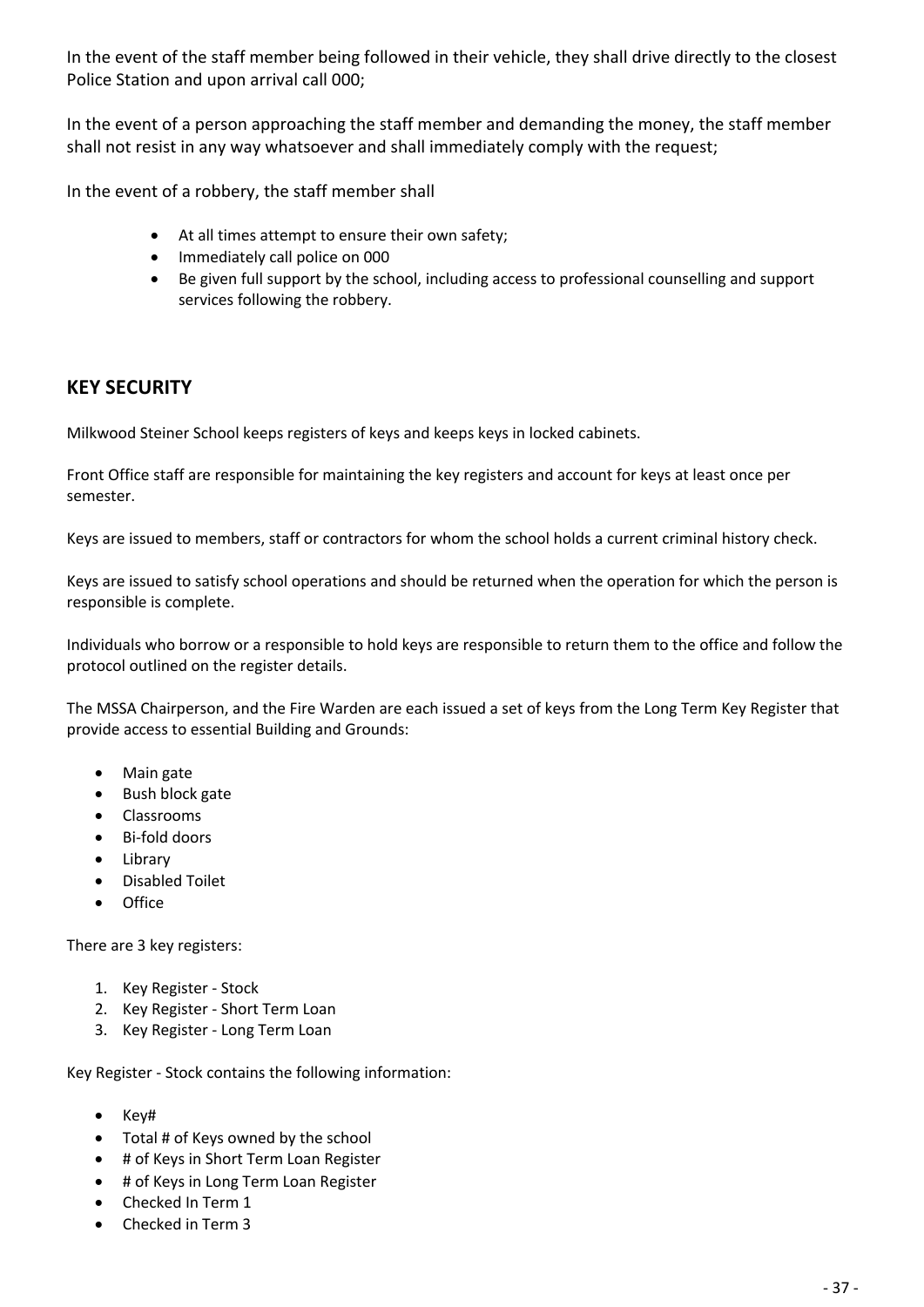In the event of the staff member being followed in their vehicle, they shall drive directly to the closest Police Station and upon arrival call 000;

In the event of a person approaching the staff member and demanding the money, the staff member shall not resist in any way whatsoever and shall immediately comply with the request;

In the event of a robbery, the staff member shall

- At all times attempt to ensure their own safety;
- Immediately call police on 000
- Be given full support by the school, including access to professional counselling and support services following the robbery.

## KEY SECURITY

Milkwood Steiner School keeps registers of keys and keeps keys in locked cabinets.

Front Office staff are responsible for maintaining the key registers and account for keys at least once per semester.

Keys are issued to members, staff or contractors for whom the school holds a current criminal history check.

Keys are issued to satisfy school operations and should be returned when the operation for which the person is responsible is complete.

Individuals who borrow or a responsible to hold keys are responsible to return them to the office and follow the protocol outlined on the register details.

The MSSA Chairperson, and the Fire Warden are each issued a set of keys from the Long Term Key Register that provide access to essential Building and Grounds:

- Main gate
- Bush block gate
- Classrooms
- Bi-fold doors
- Library
- Disabled Toilet
- Office

There are 3 key registers:

1. Key Register - Stock
2. Key Register - Short Term Loan
3. Key Register - Long Term Loan

Key Register - Stock contains the following information:

- Key#
- Total # of Keys owned by the school
- # of Keys in Short Term Loan Register
- # of Keys in Long Term Loan Register
- Checked In Term 1
- Checked in Term 3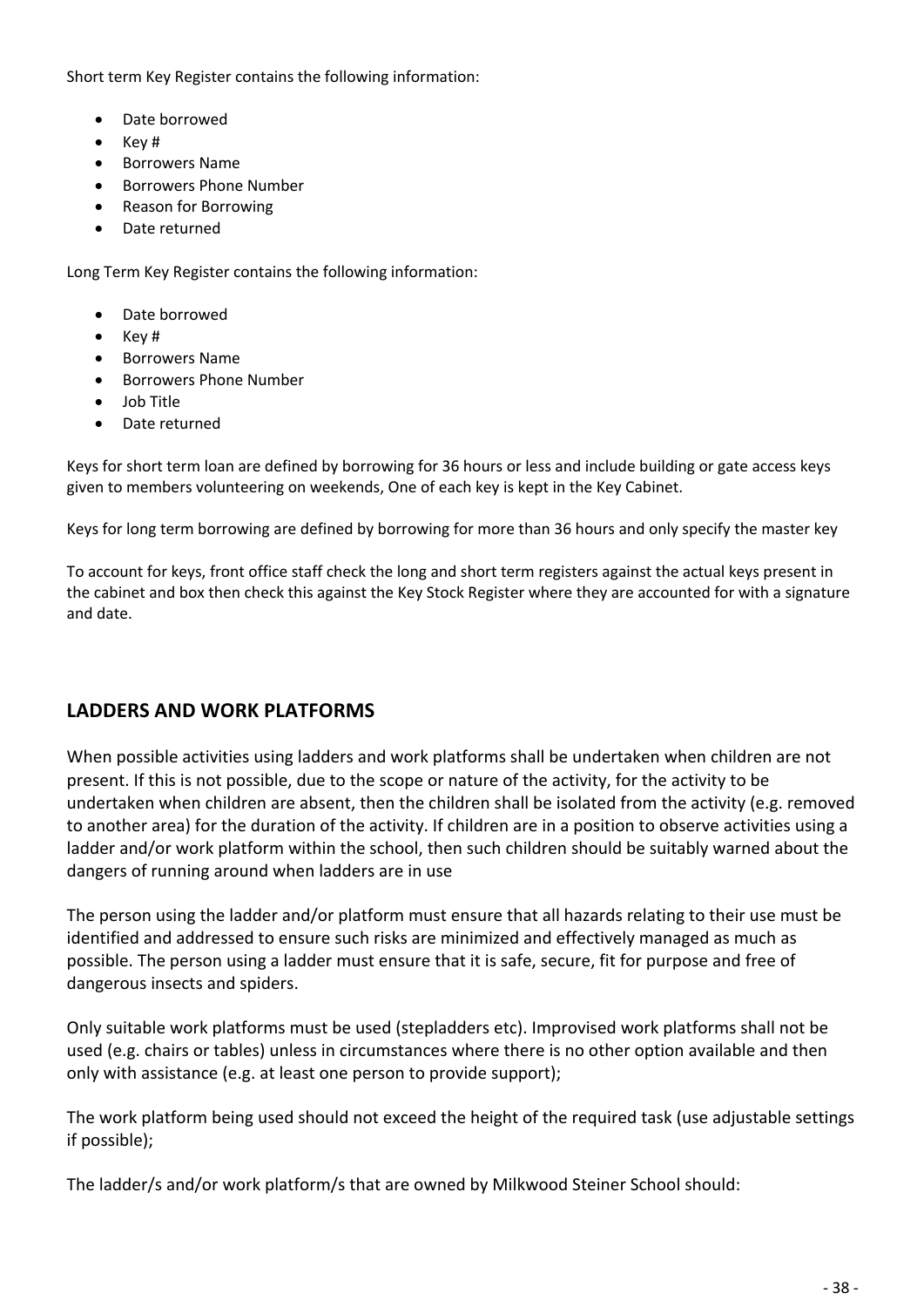Short term Key Register contains the following information:

- Date borrowed
- Key #
- Borrowers Name
- Borrowers Phone Number
- Reason for Borrowing
- Date returned

Long Term Key Register contains the following information:

- Date borrowed
- Key #
- Borrowers Name
- Borrowers Phone Number
- Job Title
- Date returned

Keys for short term loan are defined by borrowing for 36 hours or less and include building or gate access keys given to members volunteering on weekends, One of each key is kept in the Key Cabinet.

Keys for long term borrowing are defined by borrowing for more than 36 hours and only specify the master key

To account for keys, front office staff check the long and short term registers against the actual keys present in the cabinet and box then check this against the Key Stock Register where they are accounted for with a signature and date.

## LADDERS AND WORK PLATFORMS

When possible activities using ladders and work platforms shall be undertaken when children are not present. If this is not possible, due to the scope or nature of the activity, for the activity to be undertaken when children are absent, then the children shall be isolated from the activity (e.g. removed to another area) for the duration of the activity. If children are in a position to observe activities using a ladder and/or work platform within the school, then such children should be suitably warned about the dangers of running around when ladders are in use

The person using the ladder and/or platform must ensure that all hazards relating to their use must be identified and addressed to ensure such risks are minimized and effectively managed as much as possible. The person using a ladder must ensure that it is safe, secure, fit for purpose and free of dangerous insects and spiders.

Only suitable work platforms must be used (stepladders etc). Improvised work platforms shall not be used (e.g. chairs or tables) unless in circumstances where there is no other option available and then only with assistance (e.g. at least one person to provide support);

The work platform being used should not exceed the height of the required task (use adjustable settings if possible);

The ladder/s and/or work platform/s that are owned by Milkwood Steiner School should: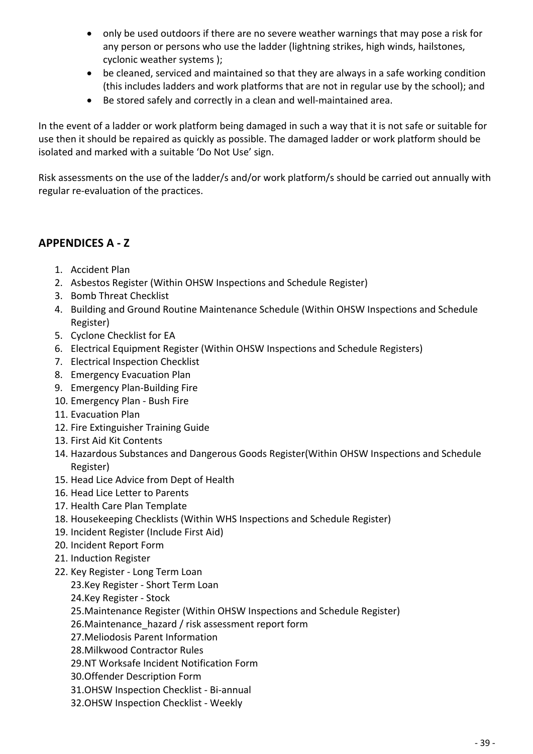- only be used outdoors if there are no severe weather warnings that may pose a risk for any person or persons who use the ladder (lightning strikes, high winds, hailstones, cyclonic weather systems );
- be cleaned, serviced and maintained so that they are always in a safe working condition (this includes ladders and work platforms that are not in regular use by the school); and
- Be stored safely and correctly in a clean and well-maintained area.

In the event of a ladder or work platform being damaged in such a way that it is not safe or suitable for use then it should be repaired as quickly as possible. The damaged ladder or work platform should be isolated and marked with a suitable 'Do Not Use' sign.

Risk assessments on the use of the ladder/s and/or work platform/s should be carried out annually with regular re-evaluation of the practices.

## APPENDICES A - Z

1. Accident Plan
2. Asbestos Register (Within OHSW Inspections and Schedule Register)
3. Bomb Threat Checklist
4. Building and Ground Routine Maintenance Schedule (Within OHSW Inspections and Schedule Register)
5. Cyclone Checklist for EA
6. Electrical Equipment Register (Within OHSW Inspections and Schedule Registers)
7. Electrical Inspection Checklist
8. Emergency Evacuation Plan
9. Emergency Plan-Building Fire
10. Emergency Plan - Bush Fire
11. Evacuation Plan
12. Fire Extinguisher Training Guide
13. First Aid Kit Contents
14. Hazardous Substances and Dangerous Goods Register(Within OHSW Inspections and Schedule Register)
15. Head Lice Advice from Dept of Health
16. Head Lice Letter to Parents
17. Health Care Plan Template
18. Housekeeping Checklists (Within WHS Inspections and Schedule Register)
19. Incident Register (Include First Aid)
20. Incident Report Form
21. Induction Register
22. Key Register - Long Term Loan
23. Key Register - Short Term Loan
24. Key Register - Stock
25. Maintenance Register (Within OHSW Inspections and Schedule Register)
26. Maintenance_hazard / risk assessment report form
27. Meliodosis Parent Information
28. Milkwood Contractor Rules
29. NT Worksafe Incident Notification Form
30. Offender Description Form
31. OHSW Inspection Checklist - Bi-annual
32. OHSW Inspection Checklist - Weekly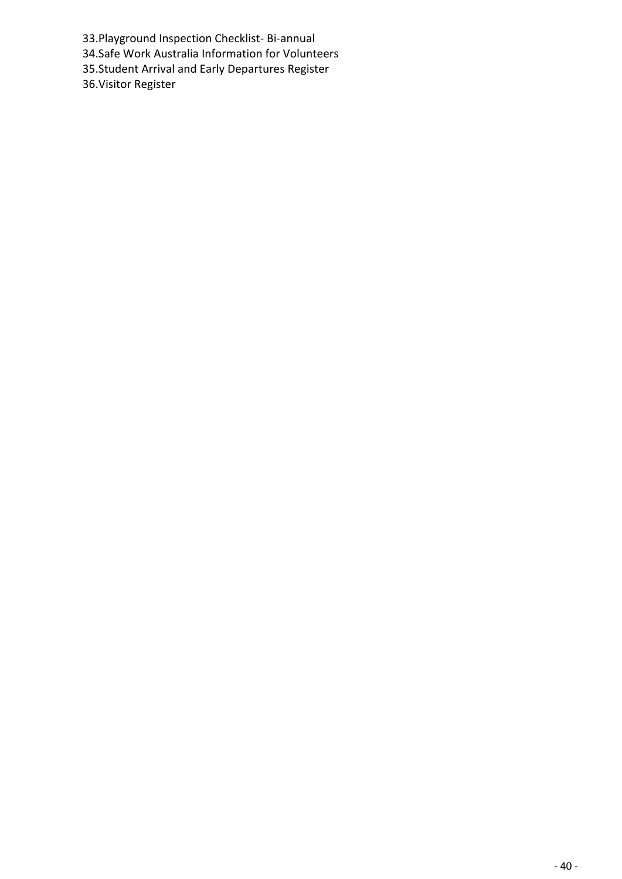33. Playground Inspection Checklist- Bi-annual
34. Safe Work Australia Information for Volunteers
35. Student Arrival and Early Departures Register
36. Visitor Register